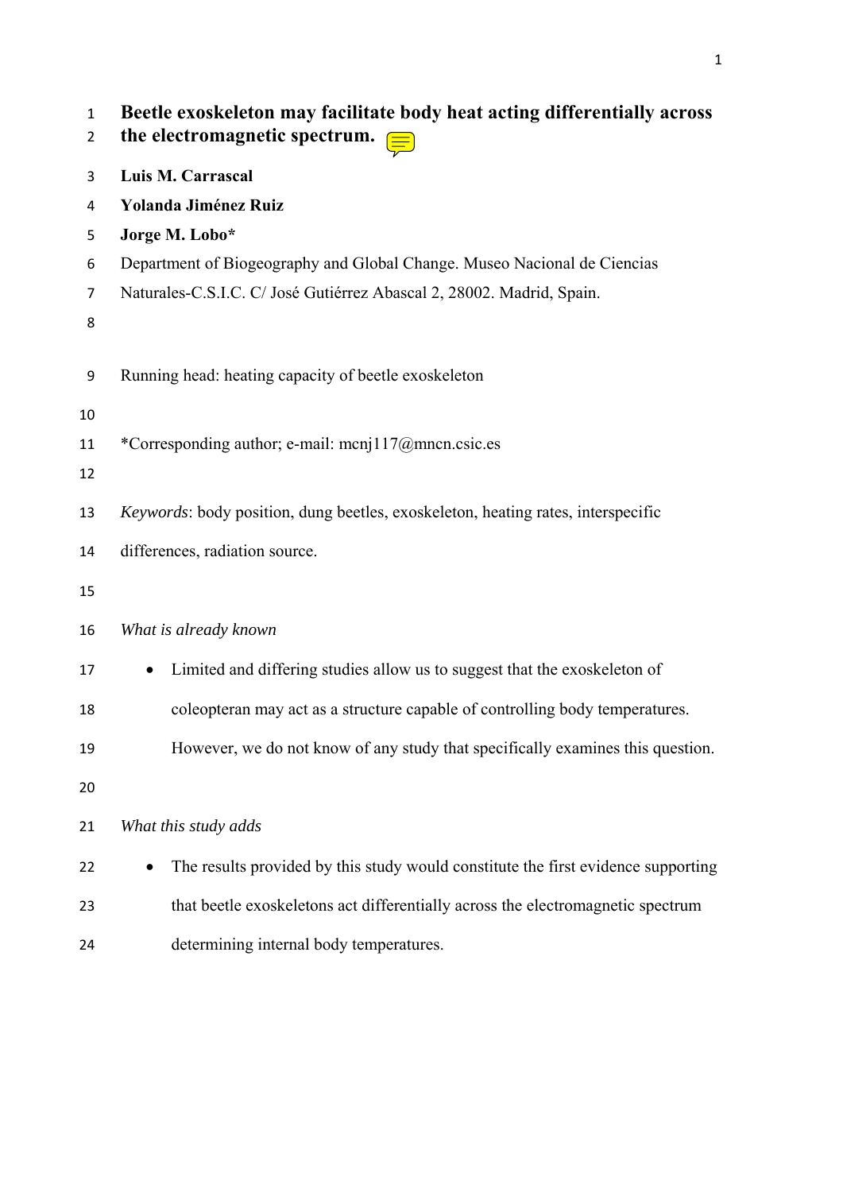# Beetle exoskeleton may facilitate body heat acting differentially across the electromagnetic spectrum.

**Luis M. Carrascal**

**Yolanda Jiménez Ruiz**

**Jorge M. Lobo***

Department of Biogeography and Global Change. Museo Nacional de Ciencias Naturales-C.S.I.C. C/ José Gutiérrez Abascal 2, 28002. Madrid, Spain.

Running head: heating capacity of beetle exoskeleton

*Corresponding author; e-mail: mcnj117@mncn.csic.es

*Keywords*: body position, dung beetles, exoskeleton, heating rates, interspecific differences, radiation source.

*What is already known*

- Limited and differing studies allow us to suggest that the exoskeleton of coleopteran may act as a structure capable of controlling body temperatures. However, we do not know of any study that specifically examines this question.

*What this study adds*

- The results provided by this study would constitute the first evidence supporting that beetle exoskeletons act differentially across the electromagnetic spectrum determining internal body temperatures.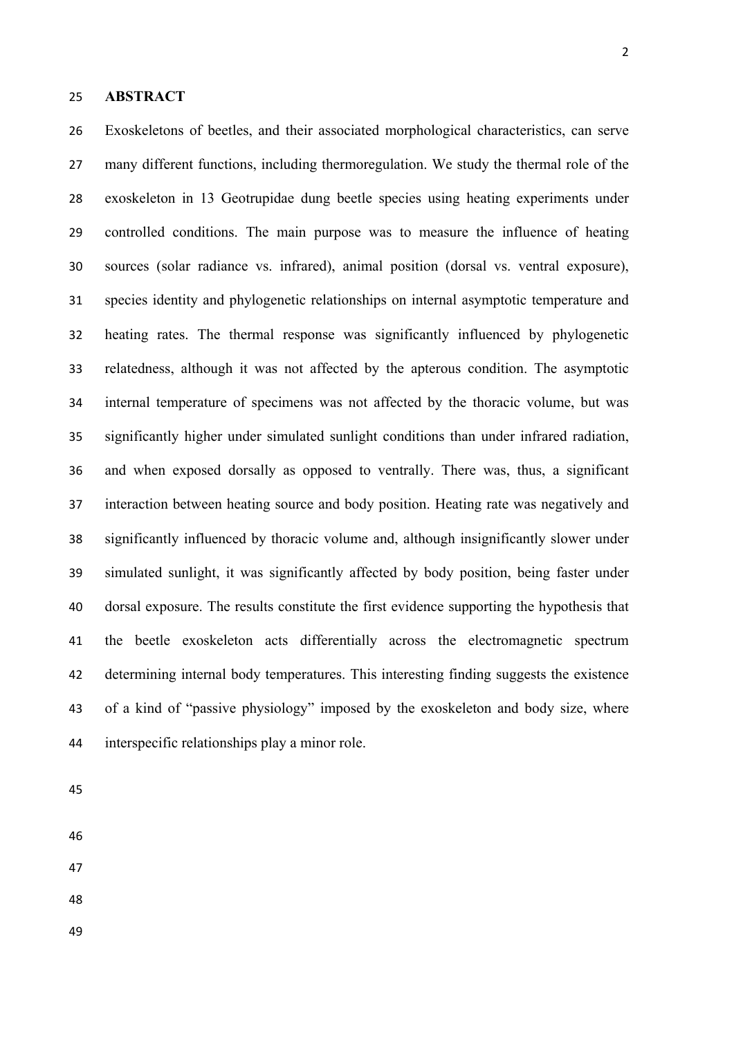## ABSTRACT

Exoskeletons of beetles, and their associated morphological characteristics, can serve many different functions, including thermoregulation. We study the thermal role of the exoskeleton in 13 Geotrupidae dung beetle species using heating experiments under controlled conditions. The main purpose was to measure the influence of heating sources (solar radiance vs. infrared), animal position (dorsal vs. ventral exposure), species identity and phylogenetic relationships on internal asymptotic temperature and heating rates. The thermal response was significantly influenced by phylogenetic relatedness, although it was not affected by the apterous condition. The asymptotic internal temperature of specimens was not affected by the thoracic volume, but was significantly higher under simulated sunlight conditions than under infrared radiation, and when exposed dorsally as opposed to ventrally. There was, thus, a significant interaction between heating source and body position. Heating rate was negatively and significantly influenced by thoracic volume and, although insignificantly slower under simulated sunlight, it was significantly affected by body position, being faster under dorsal exposure. The results constitute the first evidence supporting the hypothesis that the beetle exoskeleton acts differentially across the electromagnetic spectrum determining internal body temperatures. This interesting finding suggests the existence of a kind of "passive physiology" imposed by the exoskeleton and body size, where interspecific relationships play a minor role.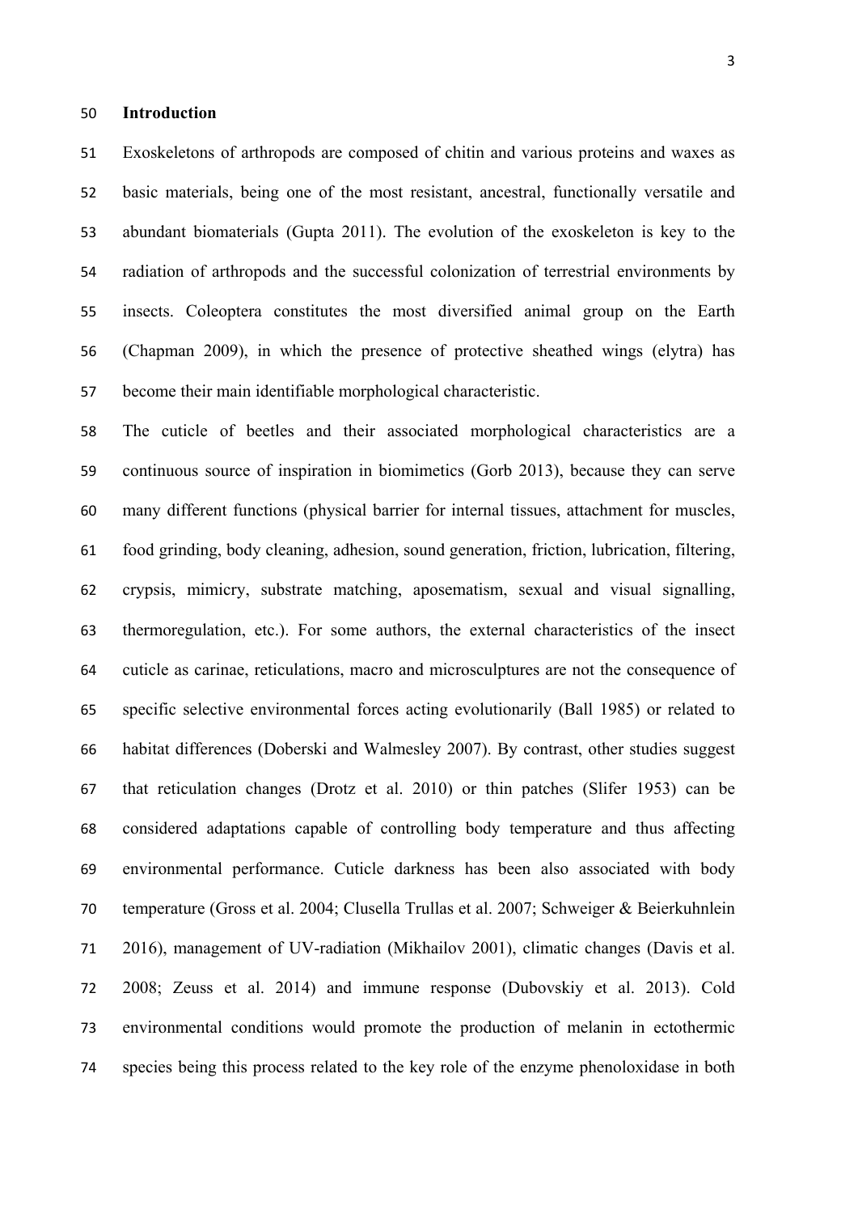## Introduction

Exoskeletons of arthropods are composed of chitin and various proteins and waxes as basic materials, being one of the most resistant, ancestral, functionally versatile and abundant biomaterials (Gupta 2011). The evolution of the exoskeleton is key to the radiation of arthropods and the successful colonization of terrestrial environments by insects. Coleoptera constitutes the most diversified animal group on the Earth (Chapman 2009), in which the presence of protective sheathed wings (elytra) has become their main identifiable morphological characteristic.

The cuticle of beetles and their associated morphological characteristics are a continuous source of inspiration in biomimetics (Gorb 2013), because they can serve many different functions (physical barrier for internal tissues, attachment for muscles, food grinding, body cleaning, adhesion, sound generation, friction, lubrication, filtering, crypsis, mimicry, substrate matching, aposematism, sexual and visual signalling, thermoregulation, etc.). For some authors, the external characteristics of the insect cuticle as carinae, reticulations, macro and microsculptures are not the consequence of specific selective environmental forces acting evolutionarily (Ball 1985) or related to habitat differences (Doberski and Walmesley 2007). By contrast, other studies suggest that reticulation changes (Drotz et al. 2010) or thin patches (Slifer 1953) can be considered adaptations capable of controlling body temperature and thus affecting environmental performance. Cuticle darkness has been also associated with body temperature (Gross et al. 2004; Clusella Trullas et al. 2007; Schweiger & Beierkuhnlein 2016), management of UV-radiation (Mikhailov 2001), climatic changes (Davis et al. 2008; Zeuss et al. 2014) and immune response (Dubovskiy et al. 2013). Cold environmental conditions would promote the production of melanin in ectothermic species being this process related to the key role of the enzyme phenoloxidase in both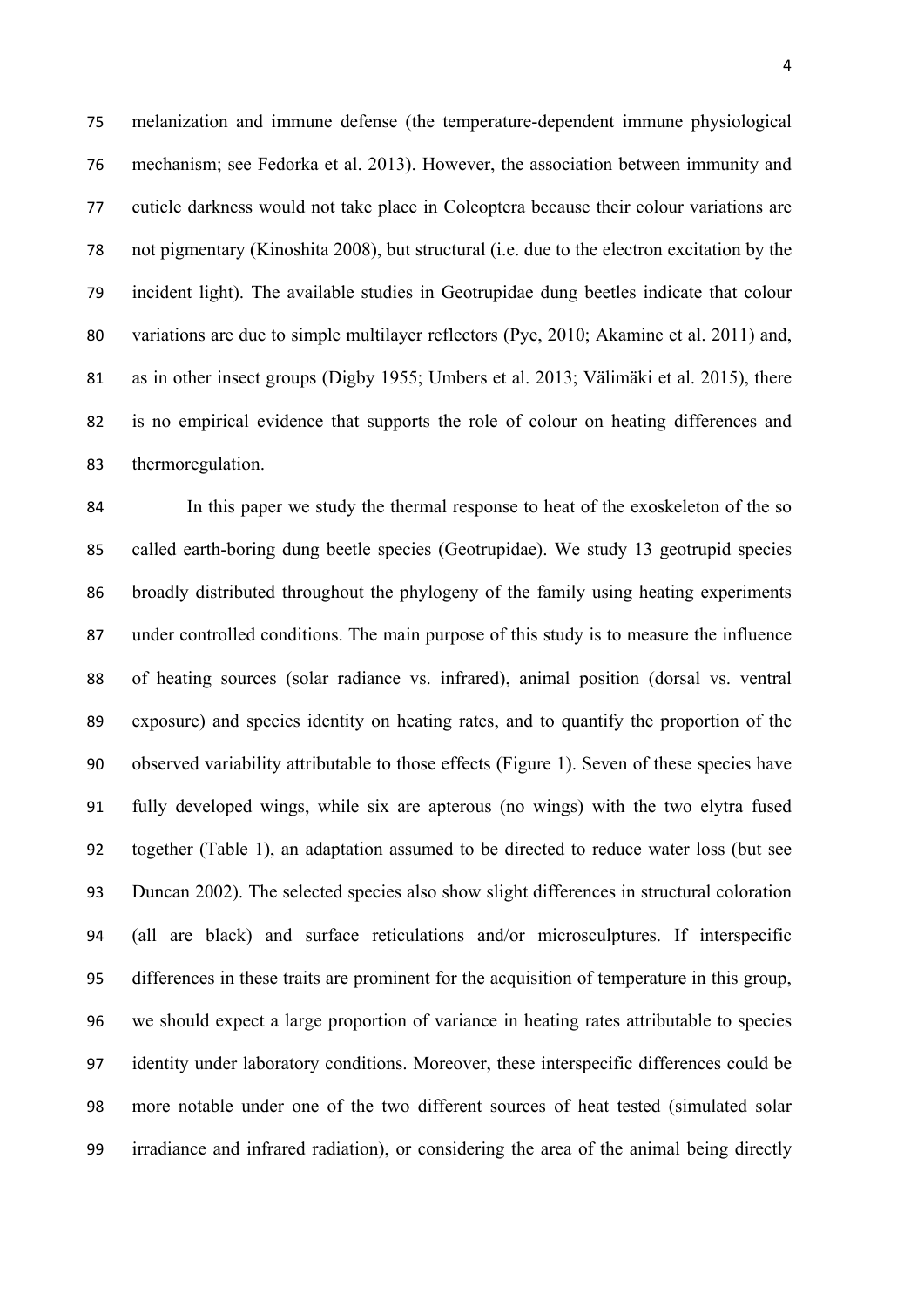melanization and immune defense (the temperature-dependent immune physiological mechanism; see Fedorka et al. 2013). However, the association between immunity and cuticle darkness would not take place in Coleoptera because their colour variations are not pigmentary (Kinoshita 2008), but structural (i.e. due to the electron excitation by the incident light). The available studies in Geotrupidae dung beetles indicate that colour variations are due to simple multilayer reflectors (Pye, 2010; Akamine et al. 2011) and, as in other insect groups (Digby 1955; Umbers et al. 2013; Välimäki et al. 2015), there is no empirical evidence that supports the role of colour on heating differences and thermoregulation.

In this paper we study the thermal response to heat of the exoskeleton of the so called earth-boring dung beetle species (Geotrupidae). We study 13 geotrupid species broadly distributed throughout the phylogeny of the family using heating experiments under controlled conditions. The main purpose of this study is to measure the influence of heating sources (solar radiance vs. infrared), animal position (dorsal vs. ventral exposure) and species identity on heating rates, and to quantify the proportion of the observed variability attributable to those effects (Figure 1). Seven of these species have fully developed wings, while six are apterous (no wings) with the two elytra fused together (Table 1), an adaptation assumed to be directed to reduce water loss (but see Duncan 2002). The selected species also show slight differences in structural coloration (all are black) and surface reticulations and/or microsculptures. If interspecific differences in these traits are prominent for the acquisition of temperature in this group, we should expect a large proportion of variance in heating rates attributable to species identity under laboratory conditions. Moreover, these interspecific differences could be more notable under one of the two different sources of heat tested (simulated solar irradiance and infrared radiation), or considering the area of the animal being directly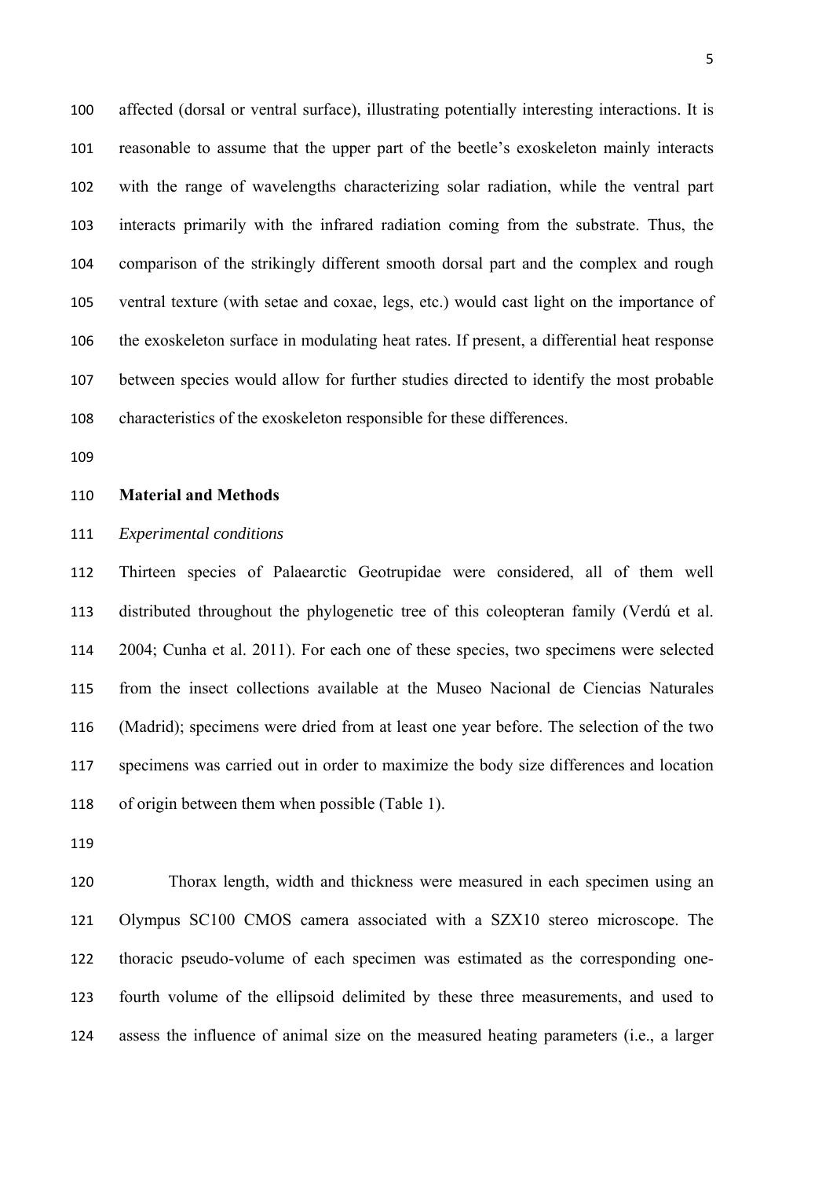affected (dorsal or ventral surface), illustrating potentially interesting interactions. It is reasonable to assume that the upper part of the beetle's exoskeleton mainly interacts with the range of wavelengths characterizing solar radiation, while the ventral part interacts primarily with the infrared radiation coming from the substrate. Thus, the comparison of the strikingly different smooth dorsal part and the complex and rough ventral texture (with setae and coxae, legs, etc.) would cast light on the importance of the exoskeleton surface in modulating heat rates. If present, a differential heat response between species would allow for further studies directed to identify the most probable characteristics of the exoskeleton responsible for these differences.

## Material and Methods

### *Experimental conditions*

Thirteen species of Palaearctic Geotrupidae were considered, all of them well distributed throughout the phylogenetic tree of this coleopteran family (Verdú et al. 2004; Cunha et al. 2011). For each one of these species, two specimens were selected from the insect collections available at the Museo Nacional de Ciencias Naturales (Madrid); specimens were dried from at least one year before. The selection of the two specimens was carried out in order to maximize the body size differences and location of origin between them when possible (Table 1).

Thorax length, width and thickness were measured in each specimen using an Olympus SC100 CMOS camera associated with a SZX10 stereo microscope. The thoracic pseudo-volume of each specimen was estimated as the corresponding one-fourth volume of the ellipsoid delimited by these three measurements, and used to assess the influence of animal size on the measured heating parameters (i.e., a larger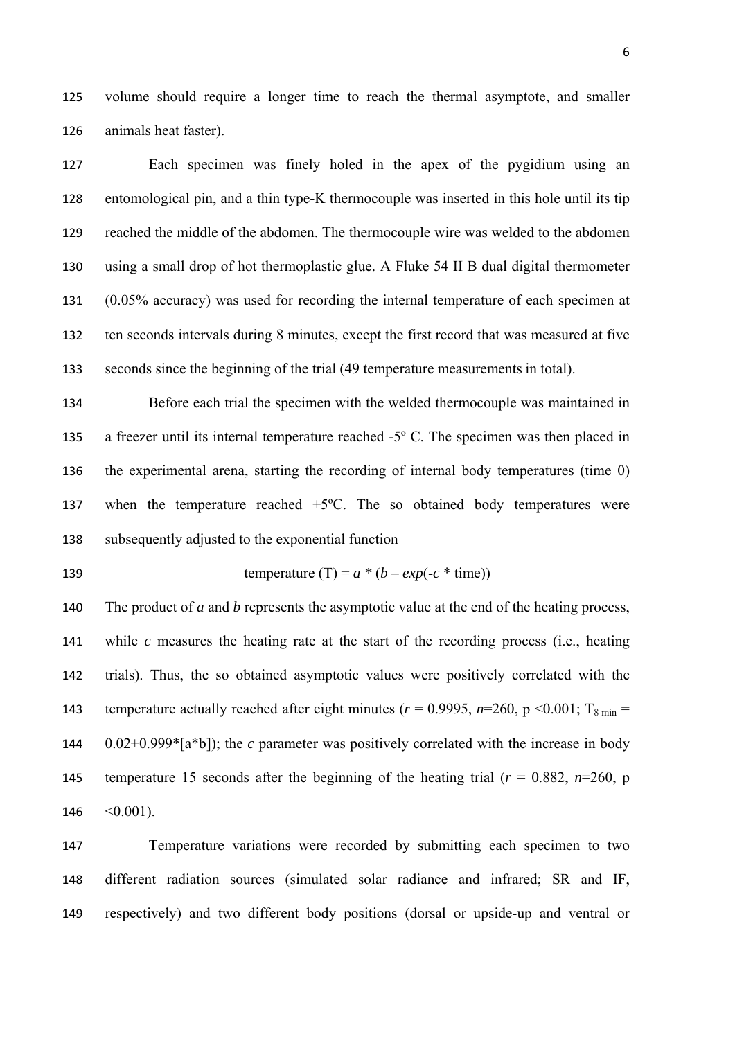volume should require a longer time to reach the thermal asymptote, and smaller animals heat faster).

Each specimen was finely holed in the apex of the pygidium using an entomological pin, and a thin type-K thermocouple was inserted in this hole until its tip reached the middle of the abdomen. The thermocouple wire was welded to the abdomen using a small drop of hot thermoplastic glue. A Fluke 54 II B dual digital thermometer (0.05% accuracy) was used for recording the internal temperature of each specimen at ten seconds intervals during 8 minutes, except the first record that was measured at five seconds since the beginning of the trial (49 temperature measurements in total).

Before each trial the specimen with the welded thermocouple was maintained in a freezer until its internal temperature reached -5º C. The specimen was then placed in the experimental arena, starting the recording of internal body temperatures (time 0) when the temperature reached +5ºC. The so obtained body temperatures were subsequently adjusted to the exponential function

$$\text{temperature (T)} = a * (b - exp(-c * \text{time}))$$

The product of *a* and *b* represents the asymptotic value at the end of the heating process, while *c* measures the heating rate at the start of the recording process (i.e., heating trials). Thus, the so obtained asymptotic values were positively correlated with the temperature actually reached after eight minutes ($r = 0.9995$, $n=260$, $p < 0.001$; $T_{8\ min} = 0.02+0.999*[a*b]$); the *c* parameter was positively correlated with the increase in body temperature 15 seconds after the beginning of the heating trial ($r = 0.882$, $n=260$, $p < 0.001$).

Temperature variations were recorded by submitting each specimen to two different radiation sources (simulated solar radiance and infrared; SR and IF, respectively) and two different body positions (dorsal or upside-up and ventral or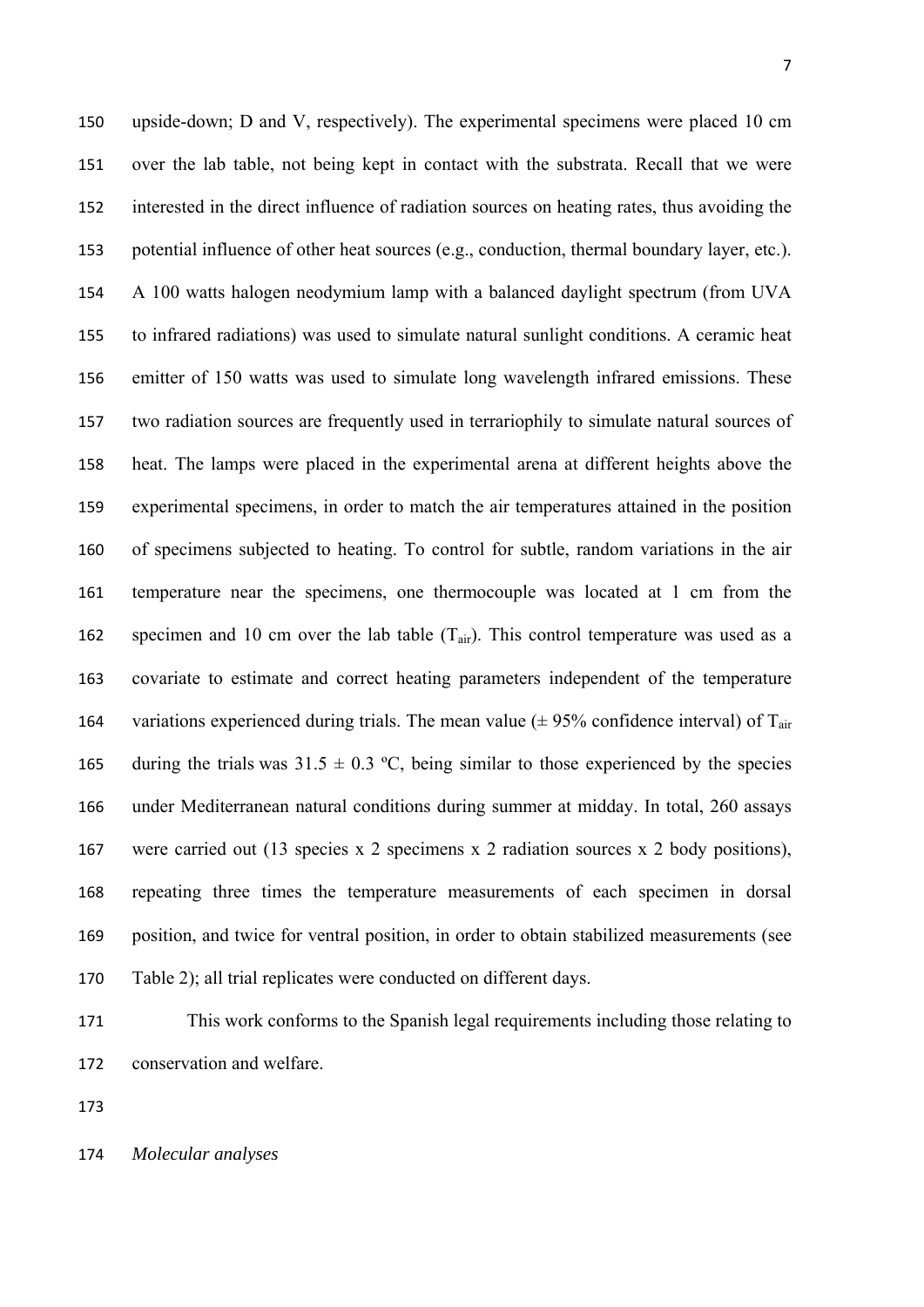upside-down; D and V, respectively). The experimental specimens were placed 10 cm over the lab table, not being kept in contact with the substrata. Recall that we were interested in the direct influence of radiation sources on heating rates, thus avoiding the potential influence of other heat sources (e.g., conduction, thermal boundary layer, etc.). A 100 watts halogen neodymium lamp with a balanced daylight spectrum (from UVA to infrared radiations) was used to simulate natural sunlight conditions. A ceramic heat emitter of 150 watts was used to simulate long wavelength infrared emissions. These two radiation sources are frequently used in terrariophily to simulate natural sources of heat. The lamps were placed in the experimental arena at different heights above the experimental specimens, in order to match the air temperatures attained in the position of specimens subjected to heating. To control for subtle, random variations in the air temperature near the specimens, one thermocouple was located at 1 cm from the specimen and 10 cm over the lab table ($T_{air}$). This control temperature was used as a covariate to estimate and correct heating parameters independent of the temperature variations experienced during trials. The mean value (± 95% confidence interval) of $T_{air}$ during the trials was 31.5 ± 0.3 ºC, being similar to those experienced by the species under Mediterranean natural conditions during summer at midday. In total, 260 assays were carried out (13 species x 2 specimens x 2 radiation sources x 2 body positions), repeating three times the temperature measurements of each specimen in dorsal position, and twice for ventral position, in order to obtain stabilized measurements (see Table 2); all trial replicates were conducted on different days.

This work conforms to the Spanish legal requirements including those relating to conservation and welfare.

*Molecular analyses*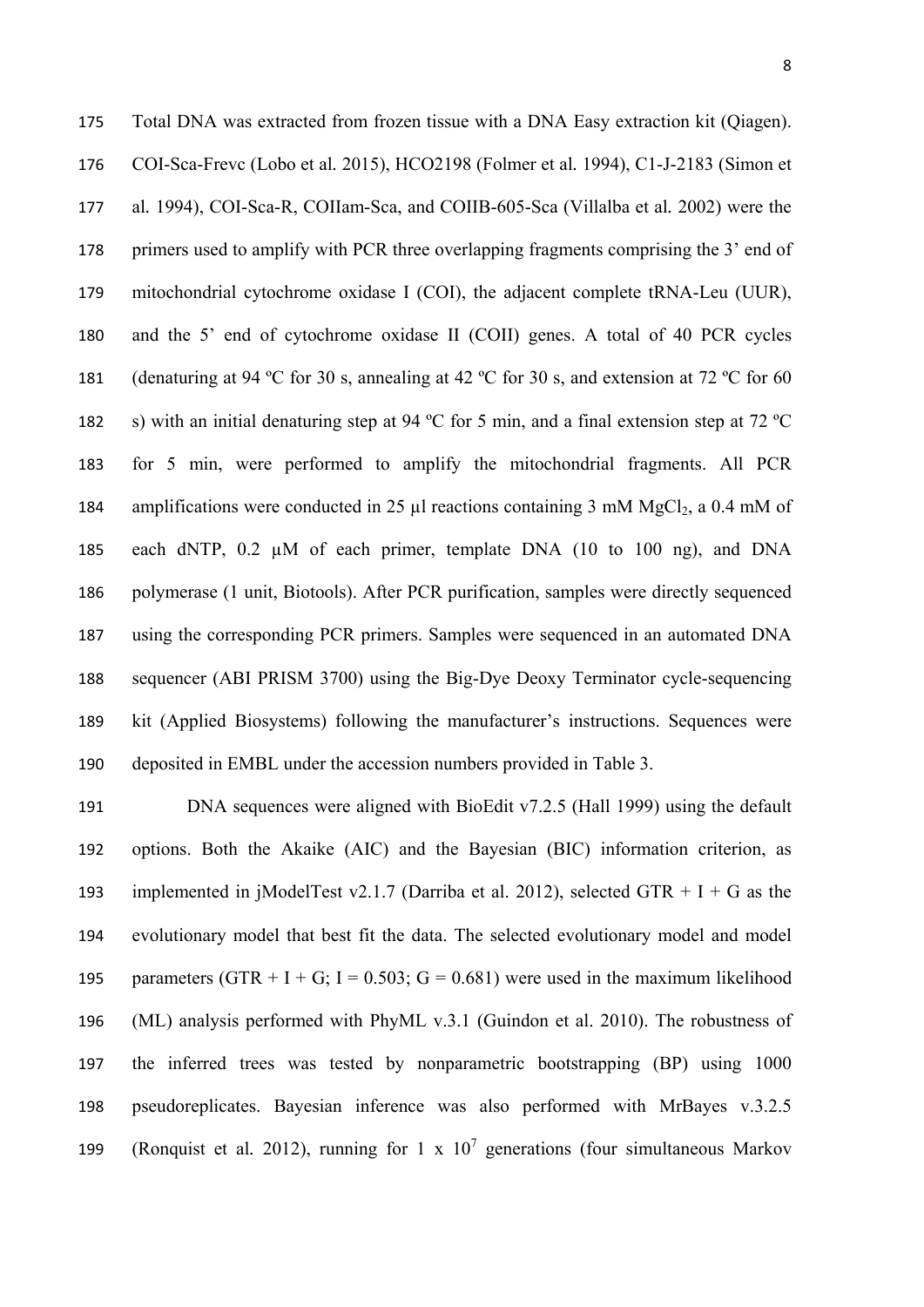Total DNA was extracted from frozen tissue with a DNA Easy extraction kit (Qiagen). COI-Sca-Frevc (Lobo et al. 2015), HCO2198 (Folmer et al. 1994), C1-J-2183 (Simon et al. 1994), COI-Sca-R, COIIam-Sca, and COIIB-605-Sca (Villalba et al. 2002) were the primers used to amplify with PCR three overlapping fragments comprising the 3' end of mitochondrial cytochrome oxidase I (COI), the adjacent complete tRNA-Leu (UUR), and the 5' end of cytochrome oxidase II (COII) genes. A total of 40 PCR cycles (denaturing at 94 ºC for 30 s, annealing at 42 ºC for 30 s, and extension at 72 ºC for 60 s) with an initial denaturing step at 94 ºC for 5 min, and a final extension step at 72 ºC for 5 min, were performed to amplify the mitochondrial fragments. All PCR amplifications were conducted in 25 µl reactions containing 3 mM $MgCl_2$, a 0.4 mM of each dNTP, 0.2 µM of each primer, template DNA (10 to 100 ng), and DNA polymerase (1 unit, Biotools). After PCR purification, samples were directly sequenced using the corresponding PCR primers. Samples were sequenced in an automated DNA sequencer (ABI PRISM 3700) using the Big-Dye Deoxy Terminator cycle-sequencing kit (Applied Biosystems) following the manufacturer's instructions. Sequences were deposited in EMBL under the accession numbers provided in Table 3.

DNA sequences were aligned with BioEdit v7.2.5 (Hall 1999) using the default options. Both the Akaike (AIC) and the Bayesian (BIC) information criterion, as implemented in jModelTest v2.1.7 (Darriba et al. 2012), selected GTR + I + G as the evolutionary model that best fit the data. The selected evolutionary model and model parameters (GTR + I + G; I = 0.503; G = 0.681) were used in the maximum likelihood (ML) analysis performed with PhyML v.3.1 (Guindon et al. 2010). The robustness of the inferred trees was tested by nonparametric bootstrapping (BP) using 1000 pseudoreplicates. Bayesian inference was also performed with MrBayes v.3.2.5 (Ronquist et al. 2012), running for 1 x $10^7$ generations (four simultaneous Markov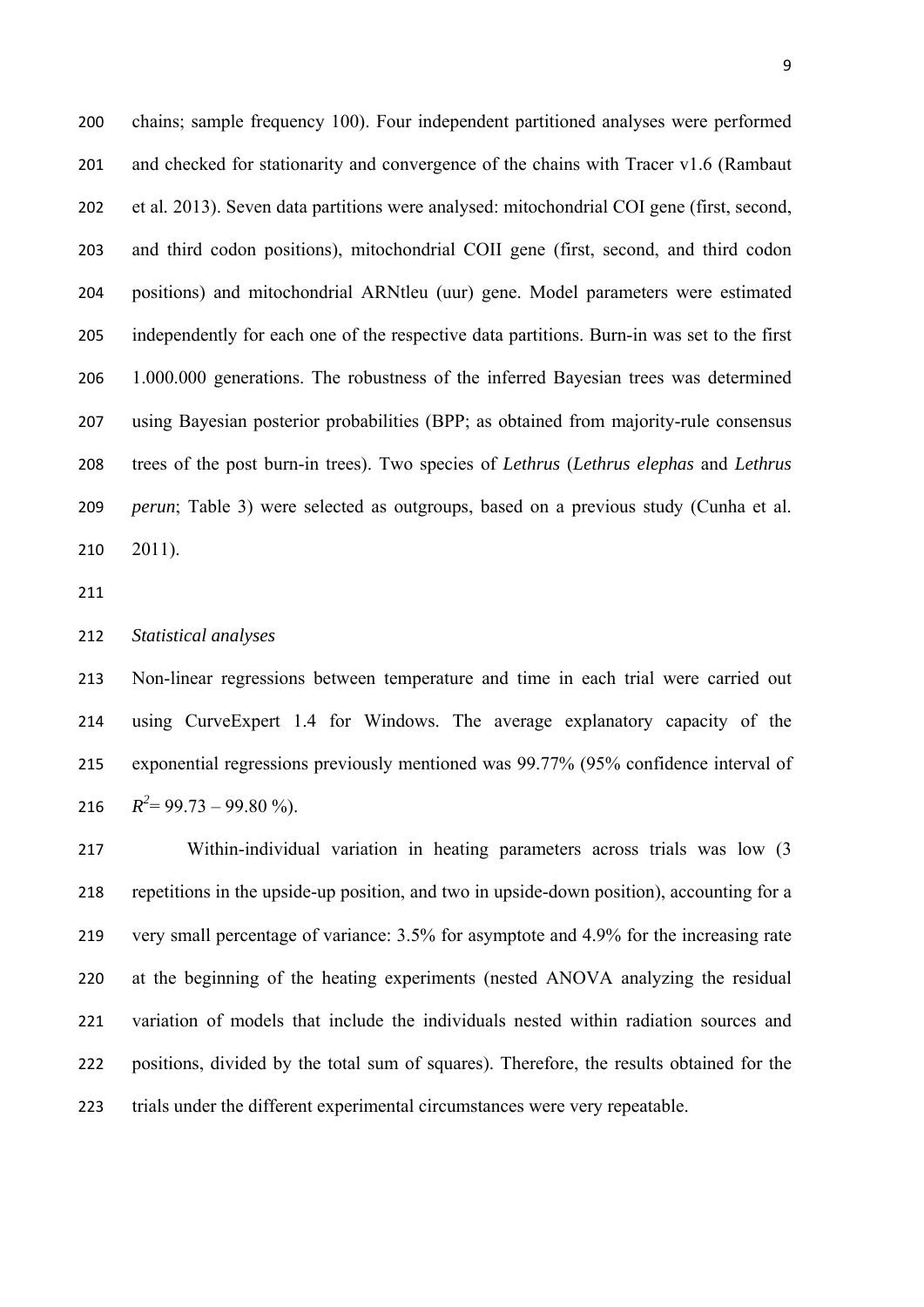chains; sample frequency 100). Four independent partitioned analyses were performed and checked for stationarity and convergence of the chains with Tracer v1.6 (Rambaut et al. 2013). Seven data partitions were analysed: mitochondrial COI gene (first, second, and third codon positions), mitochondrial COII gene (first, second, and third codon positions) and mitochondrial ARNtleu (uur) gene. Model parameters were estimated independently for each one of the respective data partitions. Burn-in was set to the first 1.000.000 generations. The robustness of the inferred Bayesian trees was determined using Bayesian posterior probabilities (BPP; as obtained from majority-rule consensus trees of the post burn-in trees). Two species of *Lethrus* (*Lethrus elephas* and *Lethrus perun*; Table 3) were selected as outgroups, based on a previous study (Cunha et al. 2011).

*Statistical analyses*

Non-linear regressions between temperature and time in each trial were carried out using CurveExpert 1.4 for Windows. The average explanatory capacity of the exponential regressions previously mentioned was 99.77% (95% confidence interval of $R^2$= 99.73 – 99.80 %).

Within-individual variation in heating parameters across trials was low (3 repetitions in the upside-up position, and two in upside-down position), accounting for a very small percentage of variance: 3.5% for asymptote and 4.9% for the increasing rate at the beginning of the heating experiments (nested ANOVA analyzing the residual variation of models that include the individuals nested within radiation sources and positions, divided by the total sum of squares). Therefore, the results obtained for the trials under the different experimental circumstances were very repeatable.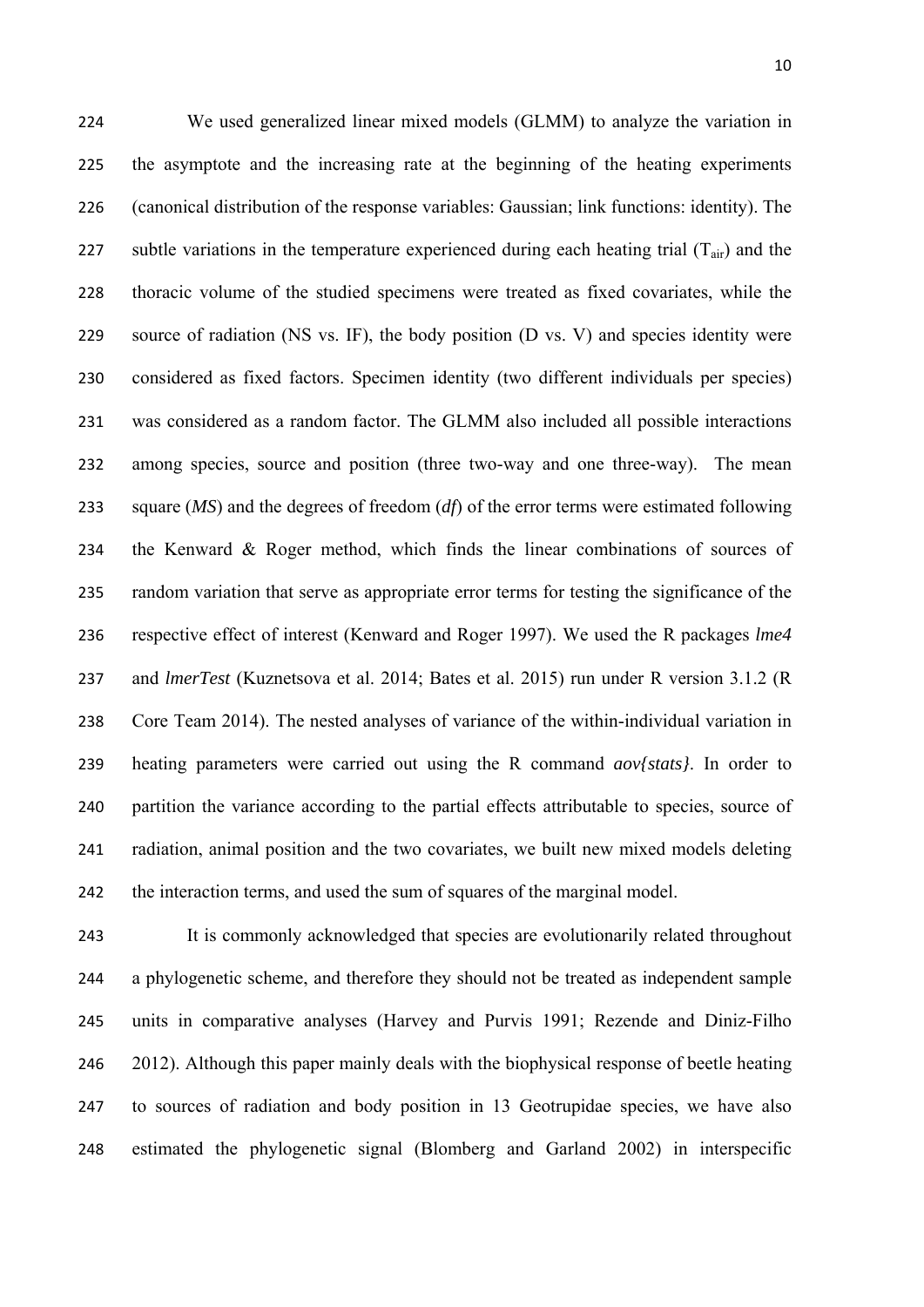We used generalized linear mixed models (GLMM) to analyze the variation in the asymptote and the increasing rate at the beginning of the heating experiments (canonical distribution of the response variables: Gaussian; link functions: identity). The subtle variations in the temperature experienced during each heating trial ($T_{air}$) and the thoracic volume of the studied specimens were treated as fixed covariates, while the source of radiation (NS vs. IF), the body position (D vs. V) and species identity were considered as fixed factors. Specimen identity (two different individuals per species) was considered as a random factor. The GLMM also included all possible interactions among species, source and position (three two-way and one three-way). The mean square (*MS*) and the degrees of freedom (*df*) of the error terms were estimated following the Kenward & Roger method, which finds the linear combinations of sources of random variation that serve as appropriate error terms for testing the significance of the respective effect of interest (Kenward and Roger 1997). We used the R packages *lme4* and *lmerTest* (Kuznetsova et al. 2014; Bates et al. 2015) run under R version 3.1.2 (R Core Team 2014). The nested analyses of variance of the within-individual variation in heating parameters were carried out using the R command *aov{stats}*. In order to partition the variance according to the partial effects attributable to species, source of radiation, animal position and the two covariates, we built new mixed models deleting the interaction terms, and used the sum of squares of the marginal model.

It is commonly acknowledged that species are evolutionarily related throughout a phylogenetic scheme, and therefore they should not be treated as independent sample units in comparative analyses (Harvey and Purvis 1991; Rezende and Diniz-Filho 2012). Although this paper mainly deals with the biophysical response of beetle heating to sources of radiation and body position in 13 Geotrupidae species, we have also estimated the phylogenetic signal (Blomberg and Garland 2002) in interspecific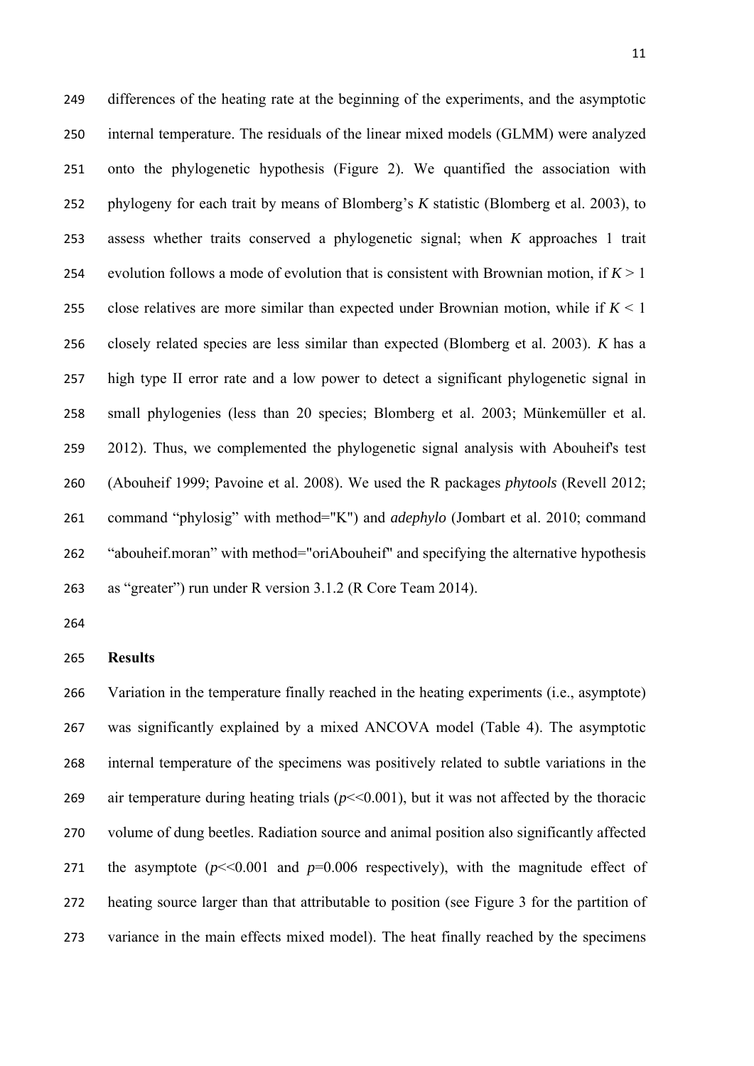differences of the heating rate at the beginning of the experiments, and the asymptotic internal temperature. The residuals of the linear mixed models (GLMM) were analyzed onto the phylogenetic hypothesis (Figure 2). We quantified the association with phylogeny for each trait by means of Blomberg's *K* statistic (Blomberg et al. 2003), to assess whether traits conserved a phylogenetic signal; when *K* approaches 1 trait evolution follows a mode of evolution that is consistent with Brownian motion, if $K > 1$ close relatives are more similar than expected under Brownian motion, while if $K < 1$ closely related species are less similar than expected (Blomberg et al. 2003). *K* has a high type II error rate and a low power to detect a significant phylogenetic signal in small phylogenies (less than 20 species; Blomberg et al. 2003; Münkemüller et al. 2012). Thus, we complemented the phylogenetic signal analysis with Abouheif's test (Abouheif 1999; Pavoine et al. 2008). We used the R packages *phytools* (Revell 2012; command "phylosig" with method="K") and *adephylo* (Jombart et al. 2010; command "abouheif.moran" with method="oriAbouheif" and specifying the alternative hypothesis as "greater") run under R version 3.1.2 (R Core Team 2014).

## Results

Variation in the temperature finally reached in the heating experiments (i.e., asymptote) was significantly explained by a mixed ANCOVA model (Table 4). The asymptotic internal temperature of the specimens was positively related to subtle variations in the air temperature during heating trials ($p \ll 0.001$), but it was not affected by the thoracic volume of dung beetles. Radiation source and animal position also significantly affected the asymptote ($p \ll 0.001$ and $p = 0.006$ respectively), with the magnitude effect of heating source larger than that attributable to position (see Figure 3 for the partition of variance in the main effects mixed model). The heat finally reached by the specimens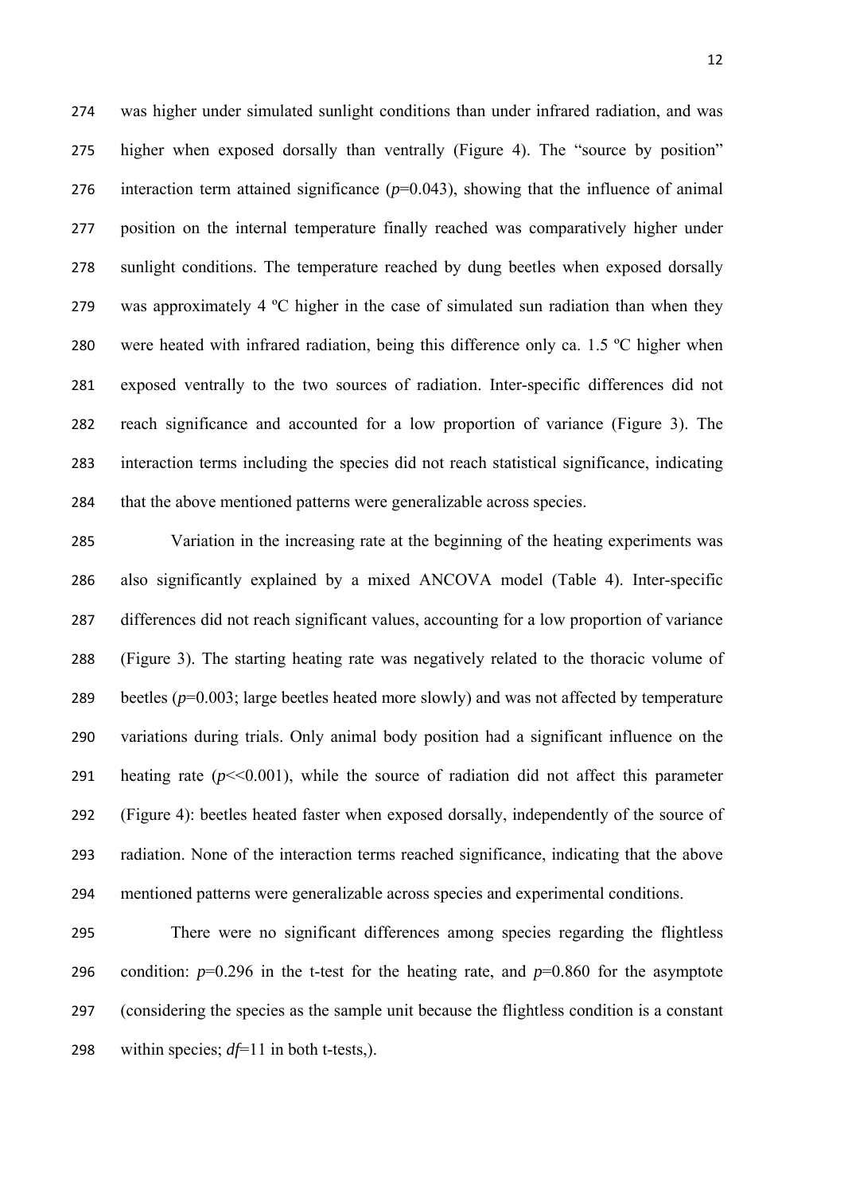was higher under simulated sunlight conditions than under infrared radiation, and was higher when exposed dorsally than ventrally (Figure 4). The "source by position" interaction term attained significance ($p$=0.043), showing that the influence of animal position on the internal temperature finally reached was comparatively higher under sunlight conditions. The temperature reached by dung beetles when exposed dorsally was approximately 4 ºC higher in the case of simulated sun radiation than when they were heated with infrared radiation, being this difference only ca. 1.5 ºC higher when exposed ventrally to the two sources of radiation. Inter-specific differences did not reach significance and accounted for a low proportion of variance (Figure 3). The interaction terms including the species did not reach statistical significance, indicating that the above mentioned patterns were generalizable across species.

Variation in the increasing rate at the beginning of the heating experiments was also significantly explained by a mixed ANCOVA model (Table 4). Inter-specific differences did not reach significant values, accounting for a low proportion of variance (Figure 3). The starting heating rate was negatively related to the thoracic volume of beetles ($p$=0.003; large beetles heated more slowly) and was not affected by temperature variations during trials. Only animal body position had a significant influence on the heating rate ($p$<<0.001), while the source of radiation did not affect this parameter (Figure 4): beetles heated faster when exposed dorsally, independently of the source of radiation. None of the interaction terms reached significance, indicating that the above mentioned patterns were generalizable across species and experimental conditions.

There were no significant differences among species regarding the flightless condition: $p$=0.296 in the t-test for the heating rate, and $p$=0.860 for the asymptote (considering the species as the sample unit because the flightless condition is a constant within species; $df$=11 in both t-tests,).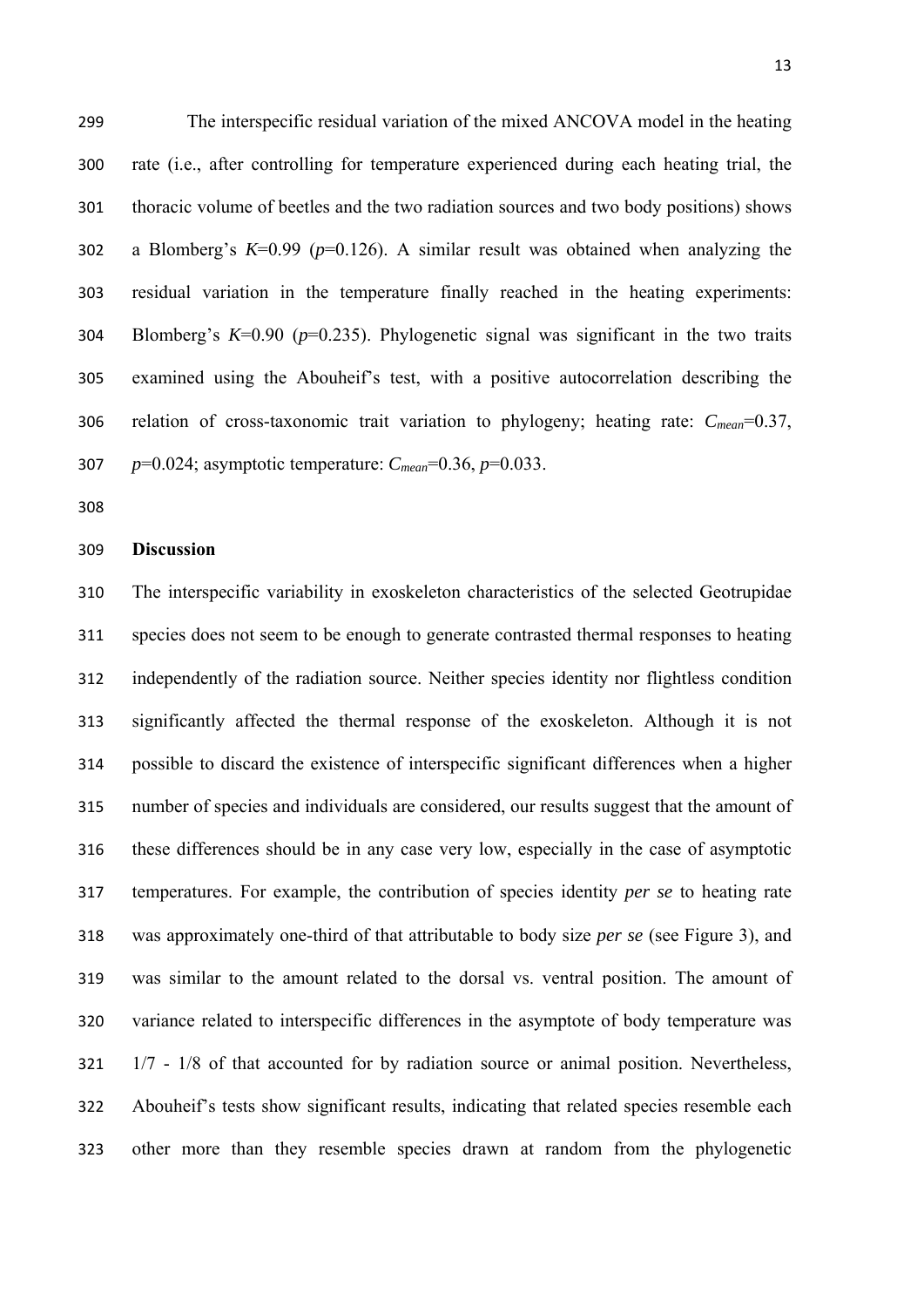The interspecific residual variation of the mixed ANCOVA model in the heating rate (i.e., after controlling for temperature experienced during each heating trial, the thoracic volume of beetles and the two radiation sources and two body positions) shows a Blomberg's $K$=0.99 ($p$=0.126). A similar result was obtained when analyzing the residual variation in the temperature finally reached in the heating experiments: Blomberg's $K$=0.90 ($p$=0.235). Phylogenetic signal was significant in the two traits examined using the Abouheif's test, with a positive autocorrelation describing the relation of cross-taxonomic trait variation to phylogeny; heating rate: $C_{mean}$=0.37, $p$=0.024; asymptotic temperature: $C_{mean}$=0.36, $p$=0.033.

## Discussion

The interspecific variability in exoskeleton characteristics of the selected Geotrupidae species does not seem to be enough to generate contrasted thermal responses to heating independently of the radiation source. Neither species identity nor flightless condition significantly affected the thermal response of the exoskeleton. Although it is not possible to discard the existence of interspecific significant differences when a higher number of species and individuals are considered, our results suggest that the amount of these differences should be in any case very low, especially in the case of asymptotic temperatures. For example, the contribution of species identity *per se* to heating rate was approximately one-third of that attributable to body size *per se* (see Figure 3), and was similar to the amount related to the dorsal vs. ventral position. The amount of variance related to interspecific differences in the asymptote of body temperature was 1/7 - 1/8 of that accounted for by radiation source or animal position. Nevertheless, Abouheif's tests show significant results, indicating that related species resemble each other more than they resemble species drawn at random from the phylogenetic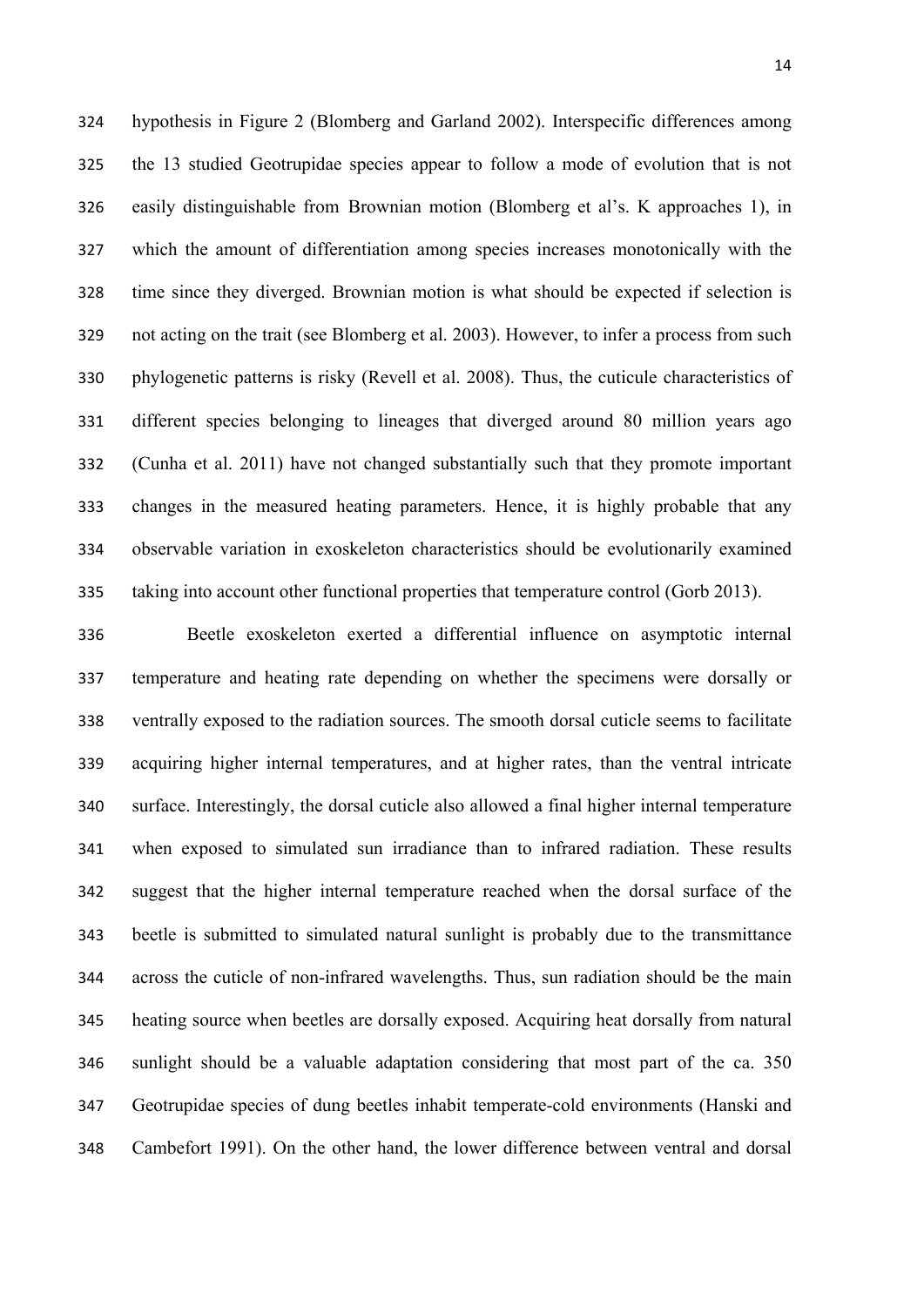hypothesis in Figure 2 (Blomberg and Garland 2002). Interspecific differences among the 13 studied Geotrupidae species appear to follow a mode of evolution that is not easily distinguishable from Brownian motion (Blomberg et al's. K approaches 1), in which the amount of differentiation among species increases monotonically with the time since they diverged. Brownian motion is what should be expected if selection is not acting on the trait (see Blomberg et al. 2003). However, to infer a process from such phylogenetic patterns is risky (Revell et al. 2008). Thus, the cuticule characteristics of different species belonging to lineages that diverged around 80 million years ago (Cunha et al. 2011) have not changed substantially such that they promote important changes in the measured heating parameters. Hence, it is highly probable that any observable variation in exoskeleton characteristics should be evolutionarily examined taking into account other functional properties that temperature control (Gorb 2013).

Beetle exoskeleton exerted a differential influence on asymptotic internal temperature and heating rate depending on whether the specimens were dorsally or ventrally exposed to the radiation sources. The smooth dorsal cuticle seems to facilitate acquiring higher internal temperatures, and at higher rates, than the ventral intricate surface. Interestingly, the dorsal cuticle also allowed a final higher internal temperature when exposed to simulated sun irradiance than to infrared radiation. These results suggest that the higher internal temperature reached when the dorsal surface of the beetle is submitted to simulated natural sunlight is probably due to the transmittance across the cuticle of non-infrared wavelengths. Thus, sun radiation should be the main heating source when beetles are dorsally exposed. Acquiring heat dorsally from natural sunlight should be a valuable adaptation considering that most part of the ca. 350 Geotrupidae species of dung beetles inhabit temperate-cold environments (Hanski and Cambefort 1991). On the other hand, the lower difference between ventral and dorsal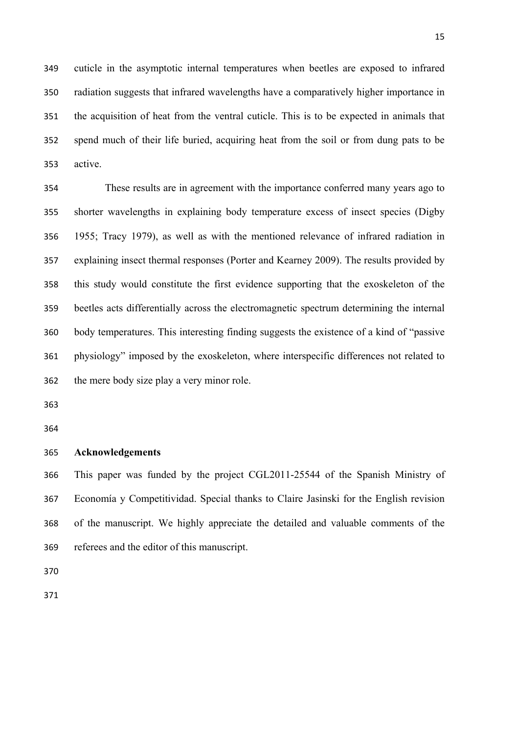cuticle in the asymptotic internal temperatures when beetles are exposed to infrared radiation suggests that infrared wavelengths have a comparatively higher importance in the acquisition of heat from the ventral cuticle. This is to be expected in animals that spend much of their life buried, acquiring heat from the soil or from dung pats to be active.

These results are in agreement with the importance conferred many years ago to shorter wavelengths in explaining body temperature excess of insect species (Digby 1955; Tracy 1979), as well as with the mentioned relevance of infrared radiation in explaining insect thermal responses (Porter and Kearney 2009). The results provided by this study would constitute the first evidence supporting that the exoskeleton of the beetles acts differentially across the electromagnetic spectrum determining the internal body temperatures. This interesting finding suggests the existence of a kind of "passive physiology" imposed by the exoskeleton, where interspecific differences not related to the mere body size play a very minor role.

## Acknowledgements

This paper was funded by the project CGL2011-25544 of the Spanish Ministry of Economía y Competitividad. Special thanks to Claire Jasinski for the English revision of the manuscript. We highly appreciate the detailed and valuable comments of the referees and the editor of this manuscript.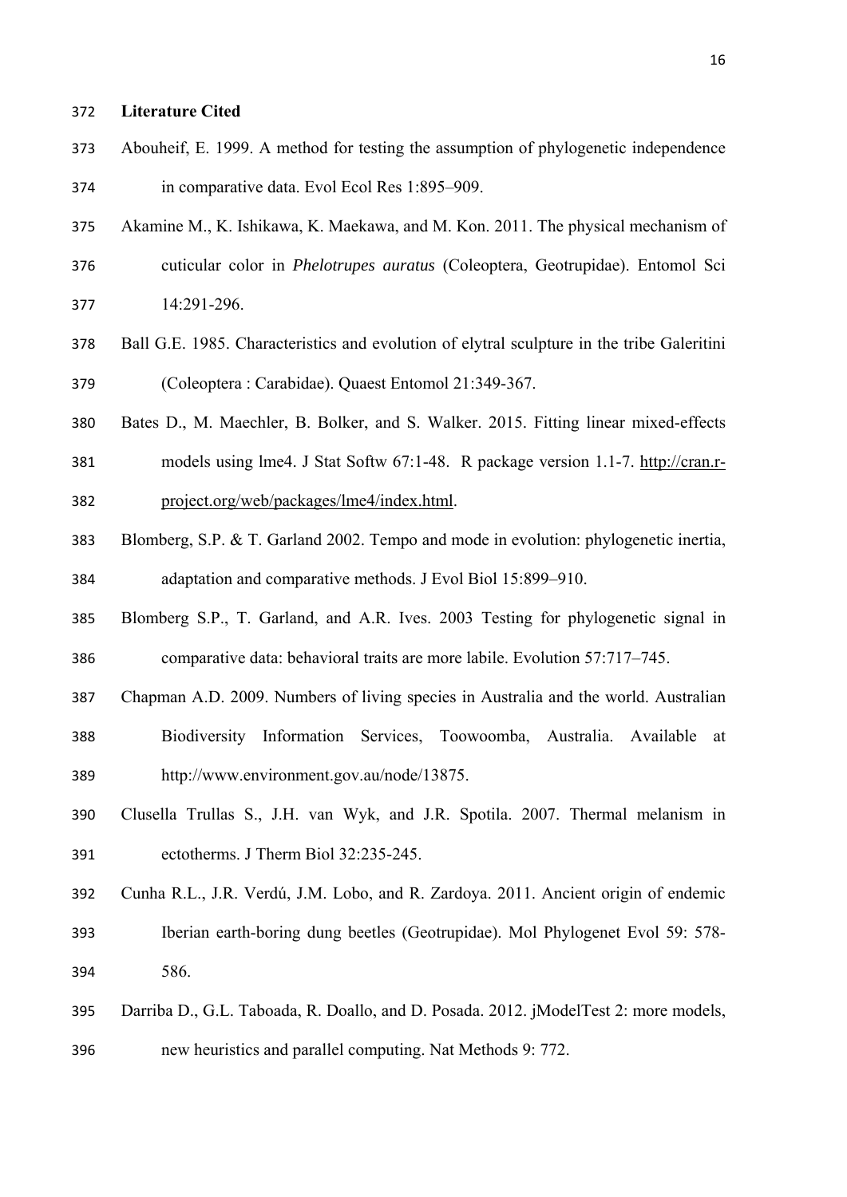## Literature Cited

Abouheif, E. 1999. A method for testing the assumption of phylogenetic independence in comparative data. Evol Ecol Res 1:895–909.

Akamine M., K. Ishikawa, K. Maekawa, and M. Kon. 2011. The physical mechanism of cuticular color in *Phelotrupes auratus* (Coleoptera, Geotrupidae). Entomol Sci 14:291-296.

Ball G.E. 1985. Characteristics and evolution of elytral sculpture in the tribe Galeritini (Coleoptera : Carabidae). Quaest Entomol 21:349-367.

Bates D., M. Maechler, B. Bolker, and S. Walker. 2015. Fitting linear mixed-effects models using lme4. J Stat Softw 67:1-48. R package version 1.1-7. http://cran.r-project.org/web/packages/lme4/index.html.

Blomberg, S.P. & T. Garland 2002. Tempo and mode in evolution: phylogenetic inertia, adaptation and comparative methods. J Evol Biol 15:899–910.

Blomberg S.P., T. Garland, and A.R. Ives. 2003 Testing for phylogenetic signal in comparative data: behavioral traits are more labile. Evolution 57:717–745.

Chapman A.D. 2009. Numbers of living species in Australia and the world. Australian Biodiversity Information Services, Toowoomba, Australia. Available at http://www.environment.gov.au/node/13875.

Clusella Trullas S., J.H. van Wyk, and J.R. Spotila. 2007. Thermal melanism in ectotherms. J Therm Biol 32:235-245.

Cunha R.L., J.R. Verdú, J.M. Lobo, and R. Zardoya. 2011. Ancient origin of endemic Iberian earth-boring dung beetles (Geotrupidae). Mol Phylogenet Evol 59: 578-586.

Darriba D., G.L. Taboada, R. Doallo, and D. Posada. 2012. jModelTest 2: more models, new heuristics and parallel computing. Nat Methods 9: 772.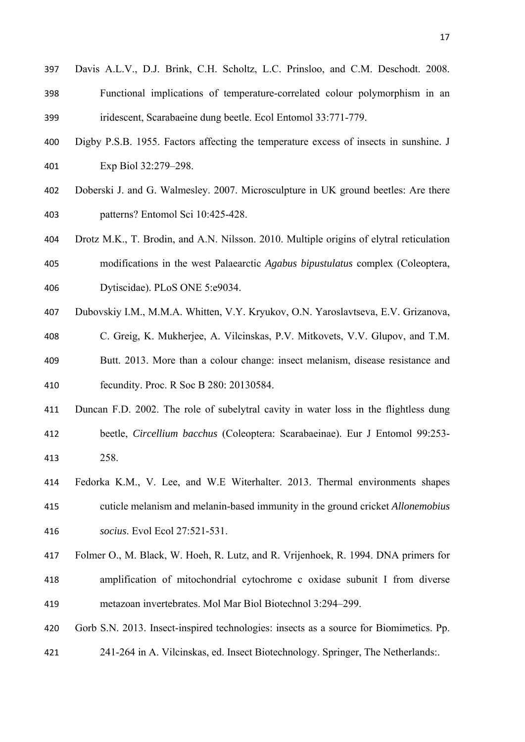Davis A.L.V., D.J. Brink, C.H. Scholtz, L.C. Prinsloo, and C.M. Deschodt. 2008. Functional implications of temperature-correlated colour polymorphism in an iridescent, Scarabaeine dung beetle. Ecol Entomol 33:771-779.

Digby P.S.B. 1955. Factors affecting the temperature excess of insects in sunshine. J Exp Biol 32:279–298.

Doberski J. and G. Walmesley. 2007. Microsculpture in UK ground beetles: Are there patterns? Entomol Sci 10:425-428.

Drotz M.K., T. Brodin, and A.N. Nilsson. 2010. Multiple origins of elytral reticulation modifications in the west Palaearctic *Agabus bipustulatus* complex (Coleoptera, Dytiscidae). PLoS ONE 5:e9034.

Dubovskiy I.M., M.M.A. Whitten, V.Y. Kryukov, O.N. Yaroslavtseva, E.V. Grizanova, C. Greig, K. Mukherjee, A. Vilcinskas, P.V. Mitkovets, V.V. Glupov, and T.M. Butt. 2013. More than a colour change: insect melanism, disease resistance and fecundity. Proc. R Soc B 280: 20130584.

Duncan F.D. 2002. The role of subelytral cavity in water loss in the flightless dung beetle, *Circellium bacchus* (Coleoptera: Scarabaeinae). Eur J Entomol 99:253-258.

Fedorka K.M., V. Lee, and W.E Witerhalter. 2013. Thermal environments shapes cuticle melanism and melanin-based immunity in the ground cricket *Allonemobius socius*. Evol Ecol 27:521-531.

Folmer O., M. Black, W. Hoeh, R. Lutz, and R. Vrijenhoek, R. 1994. DNA primers for amplification of mitochondrial cytochrome c oxidase subunit I from diverse metazoan invertebrates. Mol Mar Biol Biotechnol 3:294–299.

Gorb S.N. 2013. Insect-inspired technologies: insects as a source for Biomimetics. Pp. 241-264 in A. Vilcinskas, ed. Insect Biotechnology. Springer, The Netherlands:.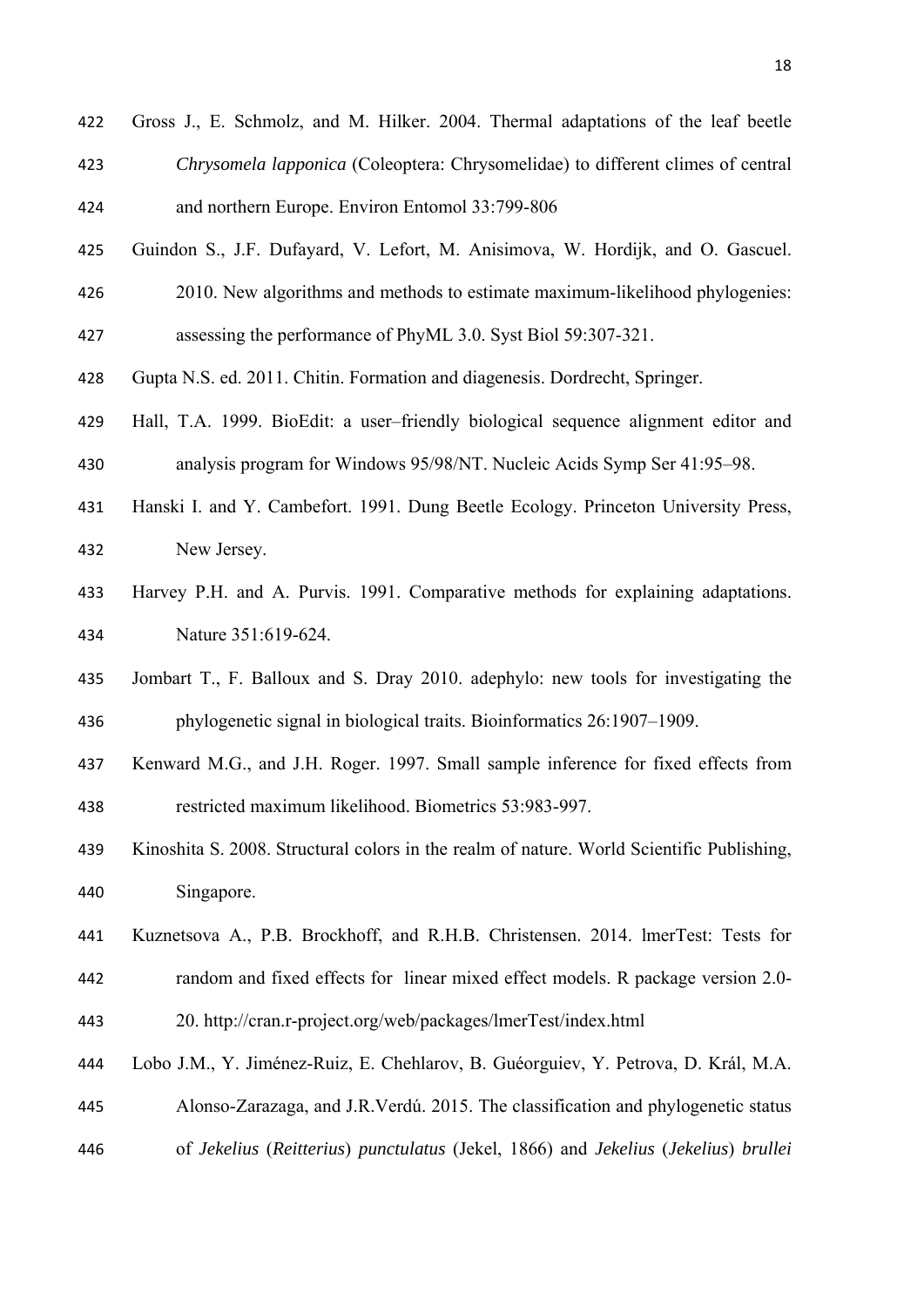Gross J., E. Schmolz, and M. Hilker. 2004. Thermal adaptations of the leaf beetle *Chrysomela lapponica* (Coleoptera: Chrysomelidae) to different climes of central and northern Europe. Environ Entomol 33:799-806

Guindon S., J.F. Dufayard, V. Lefort, M. Anisimova, W. Hordijk, and O. Gascuel. 2010. New algorithms and methods to estimate maximum-likelihood phylogenies: assessing the performance of PhyML 3.0. Syst Biol 59:307-321.

Gupta N.S. ed. 2011. Chitin. Formation and diagenesis. Dordrecht, Springer.

Hall, T.A. 1999. BioEdit: a user–friendly biological sequence alignment editor and analysis program for Windows 95/98/NT. Nucleic Acids Symp Ser 41:95–98.

Hanski I. and Y. Cambefort. 1991. Dung Beetle Ecology. Princeton University Press, New Jersey.

Harvey P.H. and A. Purvis. 1991. Comparative methods for explaining adaptations. Nature 351:619-624.

Jombart T., F. Balloux and S. Dray 2010. adephylo: new tools for investigating the phylogenetic signal in biological traits. Bioinformatics 26:1907–1909.

Kenward M.G., and J.H. Roger. 1997. Small sample inference for fixed effects from restricted maximum likelihood. Biometrics 53:983-997.

Kinoshita S. 2008. Structural colors in the realm of nature. World Scientific Publishing, Singapore.

Kuznetsova A., P.B. Brockhoff, and R.H.B. Christensen. 2014. lmerTest: Tests for random and fixed effects for linear mixed effect models. R package version 2.0-20. http://cran.r-project.org/web/packages/lmerTest/index.html

Lobo J.M., Y. Jiménez-Ruiz, E. Chehlarov, B. Guéorguiev, Y. Petrova, D. Král, M.A. Alonso-Zarazaga, and J.R.Verdú. 2015. The classification and phylogenetic status of *Jekelius* (*Reitterius*) *punctulatus* (Jekel, 1866) and *Jekelius* (*Jekelius*) *brullei*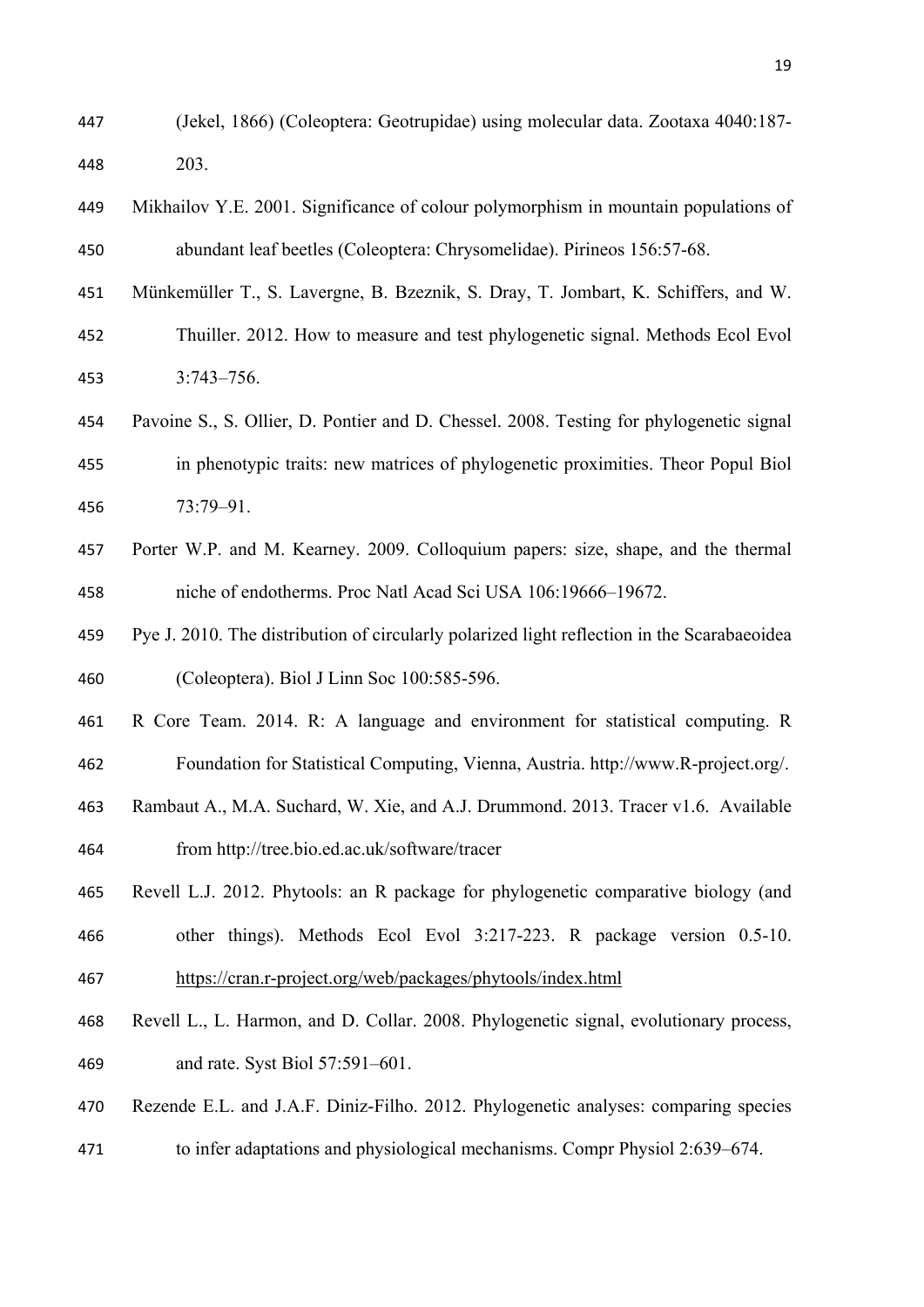(Jekel, 1866) (Coleoptera: Geotrupidae) using molecular data. Zootaxa 4040:187-203.

Mikhailov Y.E. 2001. Significance of colour polymorphism in mountain populations of abundant leaf beetles (Coleoptera: Chrysomelidae). Pirineos 156:57-68.

Münkemüller T., S. Lavergne, B. Bzeznik, S. Dray, T. Jombart, K. Schiffers, and W. Thuiller. 2012. How to measure and test phylogenetic signal. Methods Ecol Evol 3:743–756.

Pavoine S., S. Ollier, D. Pontier and D. Chessel. 2008. Testing for phylogenetic signal in phenotypic traits: new matrices of phylogenetic proximities. Theor Popul Biol 73:79–91.

Porter W.P. and M. Kearney. 2009. Colloquium papers: size, shape, and the thermal niche of endotherms. Proc Natl Acad Sci USA 106:19666–19672.

Pye J. 2010. The distribution of circularly polarized light reflection in the Scarabaeoidea (Coleoptera). Biol J Linn Soc 100:585-596.

R Core Team. 2014. R: A language and environment for statistical computing. R Foundation for Statistical Computing, Vienna, Austria. http://www.R-project.org/.

Rambaut A., M.A. Suchard, W. Xie, and A.J. Drummond. 2013. Tracer v1.6. Available from http://tree.bio.ed.ac.uk/software/tracer

Revell L.J. 2012. Phytools: an R package for phylogenetic comparative biology (and other things). Methods Ecol Evol 3:217-223. R package version 0.5-10. https://cran.r-project.org/web/packages/phytools/index.html

Revell L., L. Harmon, and D. Collar. 2008. Phylogenetic signal, evolutionary process, and rate. Syst Biol 57:591–601.

Rezende E.L. and J.A.F. Diniz-Filho. 2012. Phylogenetic analyses: comparing species to infer adaptations and physiological mechanisms. Compr Physiol 2:639–674.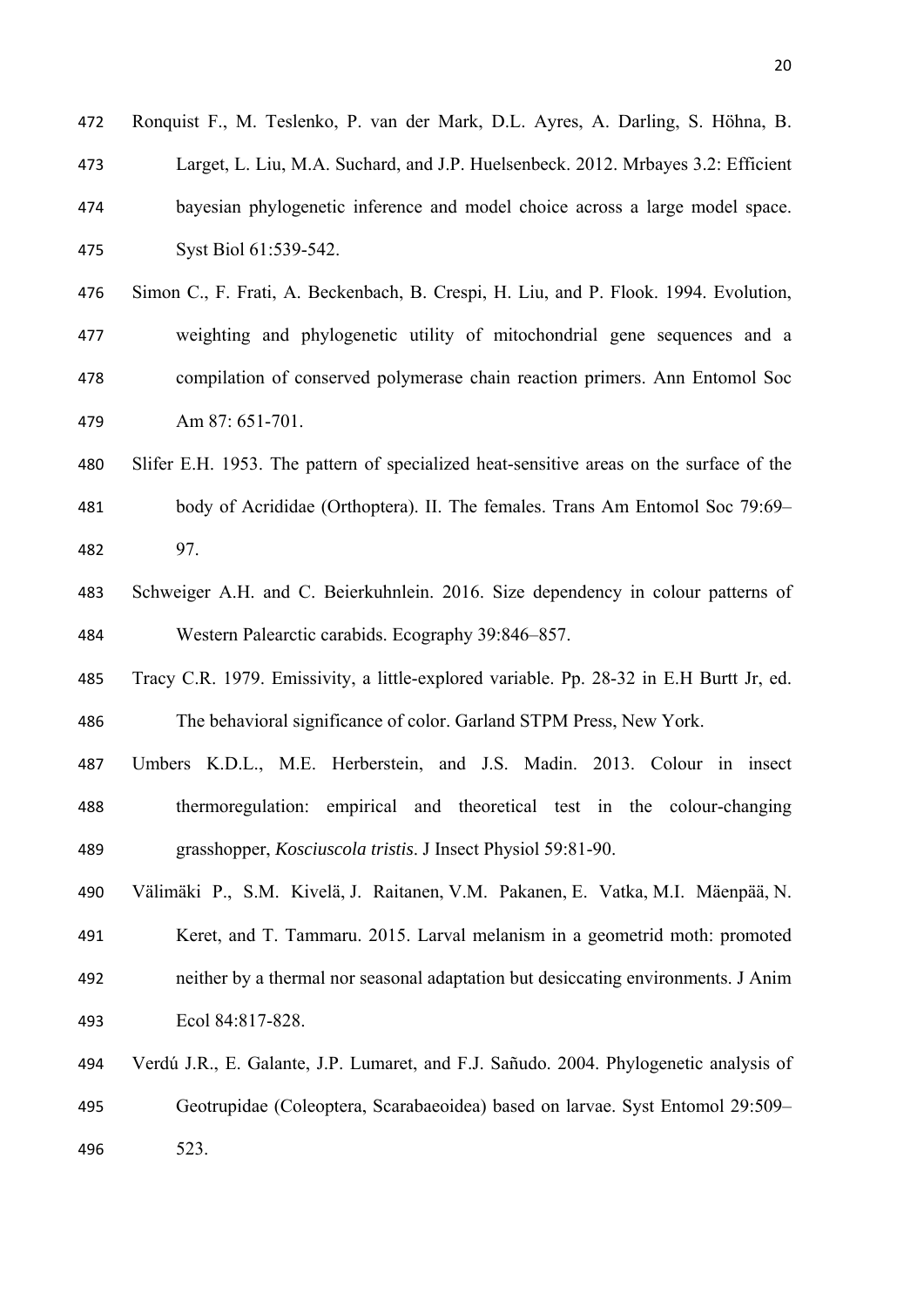Ronquist F., M. Teslenko, P. van der Mark, D.L. Ayres, A. Darling, S. Höhna, B. Larget, L. Liu, M.A. Suchard, and J.P. Huelsenbeck. 2012. Mrbayes 3.2: Efficient bayesian phylogenetic inference and model choice across a large model space. Syst Biol 61:539-542.

Simon C., F. Frati, A. Beckenbach, B. Crespi, H. Liu, and P. Flook. 1994. Evolution, weighting and phylogenetic utility of mitochondrial gene sequences and a compilation of conserved polymerase chain reaction primers. Ann Entomol Soc Am 87: 651-701.

Slifer E.H. 1953. The pattern of specialized heat-sensitive areas on the surface of the body of Acrididae (Orthoptera). II. The females. Trans Am Entomol Soc 79:69–97.

Schweiger A.H. and C. Beierkuhnlein. 2016. Size dependency in colour patterns of Western Palearctic carabids. Ecography 39:846–857.

Tracy C.R. 1979. Emissivity, a little-explored variable. Pp. 28-32 in E.H Burtt Jr, ed. The behavioral significance of color. Garland STPM Press, New York.

Umbers K.D.L., M.E. Herberstein, and J.S. Madin. 2013. Colour in insect thermoregulation: empirical and theoretical test in the colour-changing grasshopper, *Kosciuscola tristis*. J Insect Physiol 59:81-90.

Välimäki P., S.M. Kivelä, J. Raitanen, V.M. Pakanen, E. Vatka, M.I. Mäenpää, N. Keret, and T. Tammaru. 2015. Larval melanism in a geometrid moth: promoted neither by a thermal nor seasonal adaptation but desiccating environments. J Anim Ecol 84:817-828.

Verdú J.R., E. Galante, J.P. Lumaret, and F.J. Sañudo. 2004. Phylogenetic analysis of Geotrupidae (Coleoptera, Scarabaeoidea) based on larvae. Syst Entomol 29:509–523.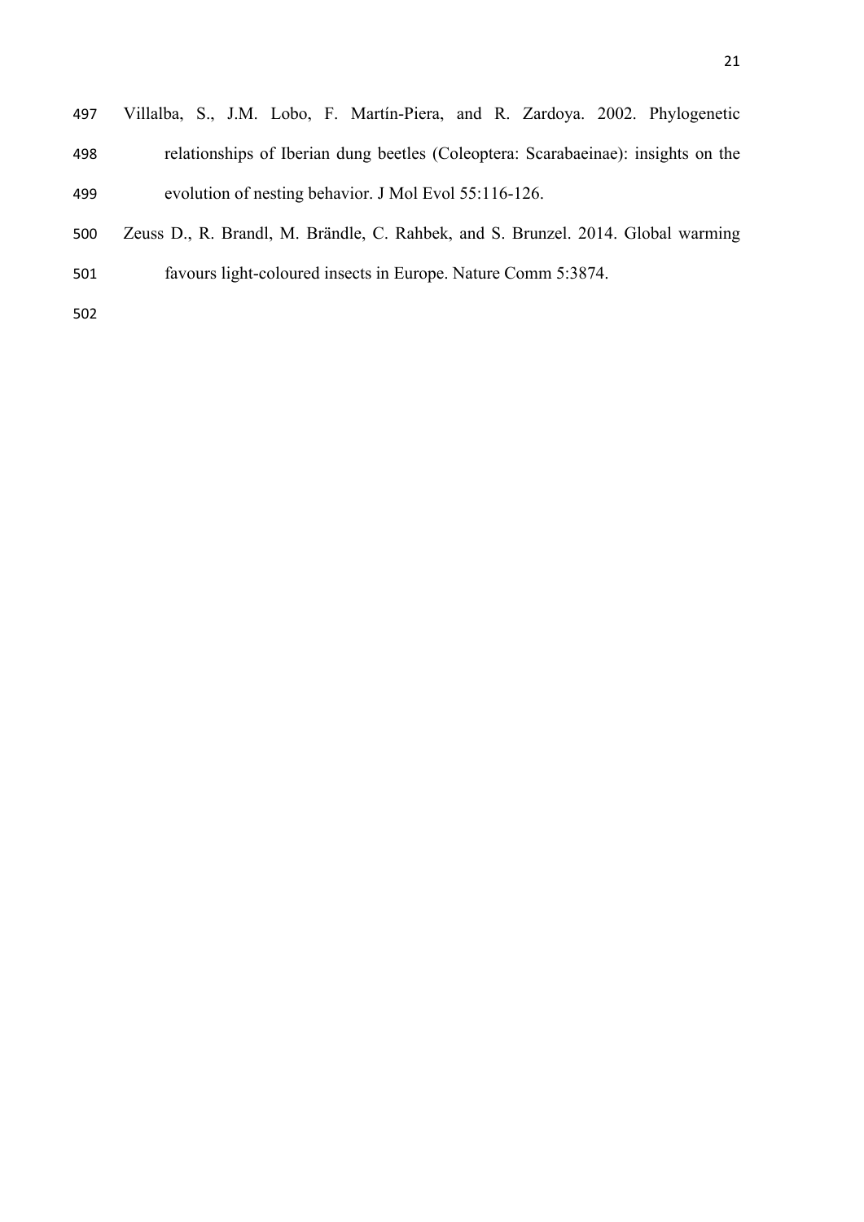Villalba, S., J.M. Lobo, F. Martín-Piera, and R. Zardoya. 2002. Phylogenetic relationships of Iberian dung beetles (Coleoptera: Scarabaeinae): insights on the evolution of nesting behavior. J Mol Evol 55:116-126.

Zeuss D., R. Brandl, M. Brändle, C. Rahbek, and S. Brunzel. 2014. Global warming favours light-coloured insects in Europe. Nature Comm 5:3874.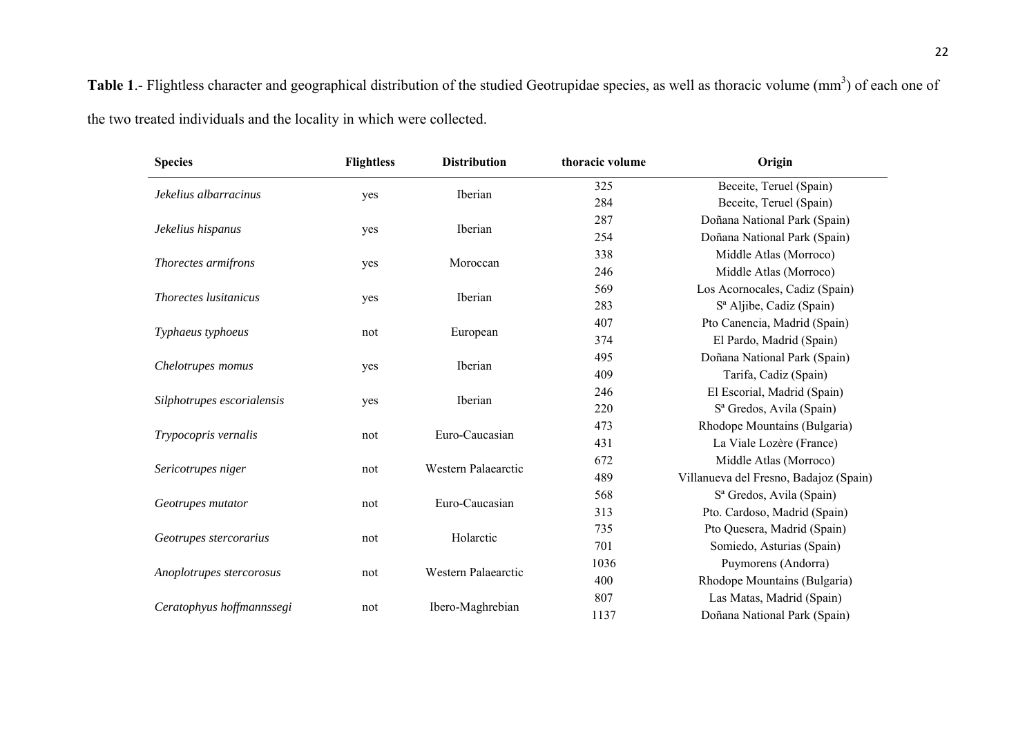**Table 1**.- Flightless character and geographical distribution of the studied Geotrupidae species, as well as thoracic volume ($mm^3$) of each one of the two treated individuals and the locality in which were collected.

| Species | Flightless | Distribution | thoracic volume | Origin |
|---|---|---|---|---|
| *Jekelius albarracinus* | yes | Iberian | 325 | Beceite, Teruel (Spain) |
| | | | 284 | Beceite, Teruel (Spain) |
| *Jekelius hispanus* | yes | Iberian | 287 | Doñana National Park (Spain) |
| | | | 254 | Doñana National Park (Spain) |
| *Thorectes armifrons* | yes | Moroccan | 338 | Middle Atlas (Morroco) |
| | | | 246 | Middle Atlas (Morroco) |
| *Thorectes lusitanicus* | yes | Iberian | 569 | Los Acornocales, Cadiz (Spain) |
| | | | 283 | Sª Aljibe, Cadiz (Spain) |
| *Typhaeus typhoeus* | not | European | 407 | Pto Canencia, Madrid (Spain) |
| | | | 374 | El Pardo, Madrid (Spain) |
| *Chelotrupes momus* | yes | Iberian | 495 | Doñana National Park (Spain) |
| | | | 409 | Tarifa, Cadiz (Spain) |
| *Silphotrupes escorialensis* | yes | Iberian | 246 | El Escorial, Madrid (Spain) |
| | | | 220 | Sª Gredos, Avila (Spain) |
| *Trypocopris vernalis* | not | Euro-Caucasian | 473 | Rhodope Mountains (Bulgaria) |
| | | | 431 | La Viale Lozère (France) |
| *Sericotrupes niger* | not | Western Palaearctic | 672 | Middle Atlas (Morroco) |
| | | | 489 | Villanueva del Fresno, Badajoz (Spain) |
| *Geotrupes mutator* | not | Euro-Caucasian | 568 | Sª Gredos, Avila (Spain) |
| | | | 313 | Pto. Cardoso, Madrid (Spain) |
| *Geotrupes stercorarius* | not | Holarctic | 735 | Pto Quesera, Madrid (Spain) |
| | | | 701 | Somiedo, Asturias (Spain) |
| *Anoplotrupes stercorosus* | not | Western Palaearctic | 1036 | Puymorens (Andorra) |
| | | | 400 | Rhodope Mountains (Bulgaria) |
| *Ceratophyus hoffmannssegi* | not | Ibero-Maghrebian | 807 | Las Matas, Madrid (Spain) |
| | | | 1137 | Doñana National Park (Spain) |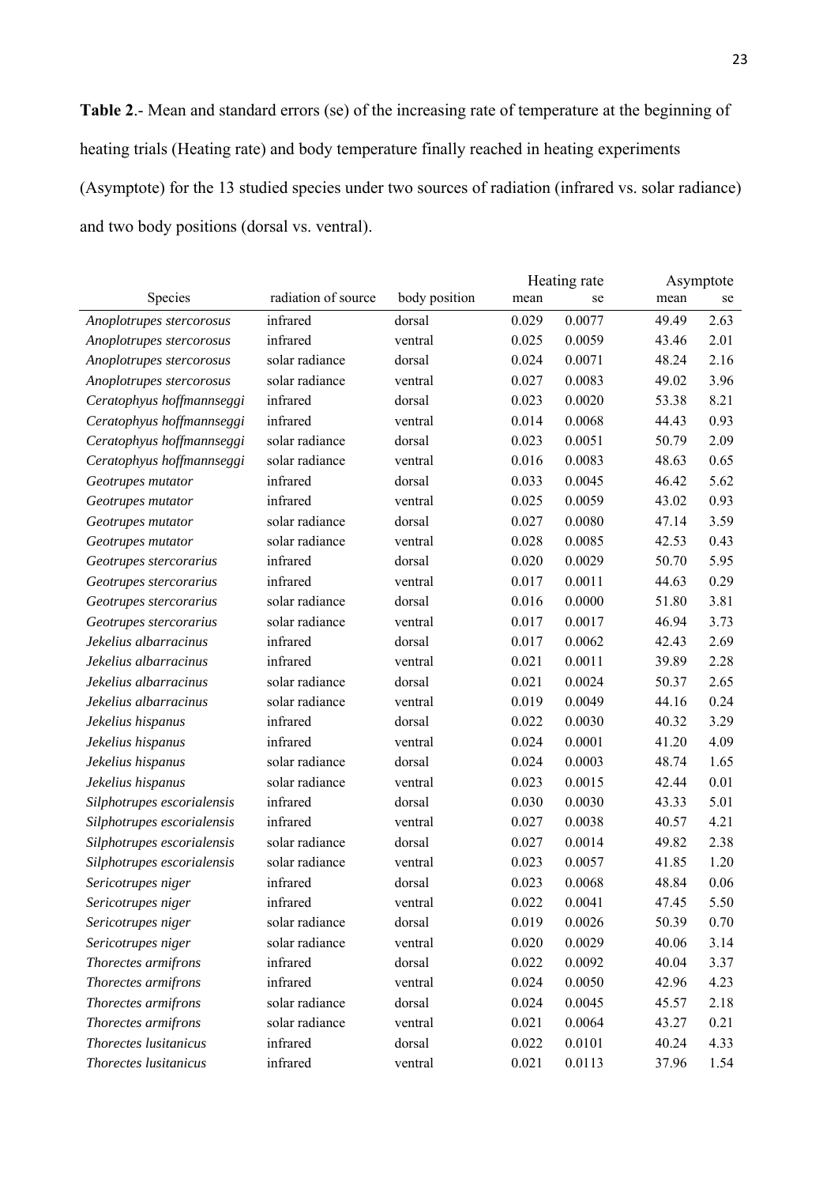**Table 2**.- Mean and standard errors (se) of the increasing rate of temperature at the beginning of heating trials (Heating rate) and body temperature finally reached in heating experiments (Asymptote) for the 13 studied species under two sources of radiation (infrared vs. solar radiance) and two body positions (dorsal vs. ventral).

| Species | radiation of source | body position | Heating rate | | Asymptote | |
|---|---|---|---|---|---|---|
| | | | mean | se | mean | se |
| *Anoplotrupes stercorosus* | infrared | dorsal | 0.029 | 0.0077 | 49.49 | 2.63 |
| *Anoplotrupes stercorosus* | infrared | ventral | 0.025 | 0.0059 | 43.46 | 2.01 |
| *Anoplotrupes stercorosus* | solar radiance | dorsal | 0.024 | 0.0071 | 48.24 | 2.16 |
| *Anoplotrupes stercorosus* | solar radiance | ventral | 0.027 | 0.0083 | 49.02 | 3.96 |
| *Ceratophyus hoffmannseggi* | infrared | dorsal | 0.023 | 0.0020 | 53.38 | 8.21 |
| *Ceratophyus hoffmannseggi* | infrared | ventral | 0.014 | 0.0068 | 44.43 | 0.93 |
| *Ceratophyus hoffmannseggi* | solar radiance | dorsal | 0.023 | 0.0051 | 50.79 | 2.09 |
| *Ceratophyus hoffmannseggi* | solar radiance | ventral | 0.016 | 0.0083 | 48.63 | 0.65 |
| *Geotrupes mutator* | infrared | dorsal | 0.033 | 0.0045 | 46.42 | 5.62 |
| *Geotrupes mutator* | infrared | ventral | 0.025 | 0.0059 | 43.02 | 0.93 |
| *Geotrupes mutator* | solar radiance | dorsal | 0.027 | 0.0080 | 47.14 | 3.59 |
| *Geotrupes mutator* | solar radiance | ventral | 0.028 | 0.0085 | 42.53 | 0.43 |
| *Geotrupes stercorarius* | infrared | dorsal | 0.020 | 0.0029 | 50.70 | 5.95 |
| *Geotrupes stercorarius* | infrared | ventral | 0.017 | 0.0011 | 44.63 | 0.29 |
| *Geotrupes stercorarius* | solar radiance | dorsal | 0.016 | 0.0000 | 51.80 | 3.81 |
| *Geotrupes stercorarius* | solar radiance | ventral | 0.017 | 0.0017 | 46.94 | 3.73 |
| *Jekelius albarracinus* | infrared | dorsal | 0.017 | 0.0062 | 42.43 | 2.69 |
| *Jekelius albarracinus* | infrared | ventral | 0.021 | 0.0011 | 39.89 | 2.28 |
| *Jekelius albarracinus* | solar radiance | dorsal | 0.021 | 0.0024 | 50.37 | 2.65 |
| *Jekelius albarracinus* | solar radiance | ventral | 0.019 | 0.0049 | 44.16 | 0.24 |
| *Jekelius hispanus* | infrared | dorsal | 0.022 | 0.0030 | 40.32 | 3.29 |
| *Jekelius hispanus* | infrared | ventral | 0.024 | 0.0001 | 41.20 | 4.09 |
| *Jekelius hispanus* | solar radiance | dorsal | 0.024 | 0.0003 | 48.74 | 1.65 |
| *Jekelius hispanus* | solar radiance | ventral | 0.023 | 0.0015 | 42.44 | 0.01 |
| *Silphotrupes escorialensis* | infrared | dorsal | 0.030 | 0.0030 | 43.33 | 5.01 |
| *Silphotrupes escorialensis* | infrared | ventral | 0.027 | 0.0038 | 40.57 | 4.21 |
| *Silphotrupes escorialensis* | solar radiance | dorsal | 0.027 | 0.0014 | 49.82 | 2.38 |
| *Silphotrupes escorialensis* | solar radiance | ventral | 0.023 | 0.0057 | 41.85 | 1.20 |
| *Sericotrupes niger* | infrared | dorsal | 0.023 | 0.0068 | 48.84 | 0.06 |
| *Sericotrupes niger* | infrared | ventral | 0.022 | 0.0041 | 47.45 | 5.50 |
| *Sericotrupes niger* | solar radiance | dorsal | 0.019 | 0.0026 | 50.39 | 0.70 |
| *Sericotrupes niger* | solar radiance | ventral | 0.020 | 0.0029 | 40.06 | 3.14 |
| *Thorectes armifrons* | infrared | dorsal | 0.022 | 0.0092 | 40.04 | 3.37 |
| *Thorectes armifrons* | infrared | ventral | 0.024 | 0.0050 | 42.96 | 4.23 |
| *Thorectes armifrons* | solar radiance | dorsal | 0.024 | 0.0045 | 45.57 | 2.18 |
| *Thorectes armifrons* | solar radiance | ventral | 0.021 | 0.0064 | 43.27 | 0.21 |
| *Thorectes lusitanicus* | infrared | dorsal | 0.022 | 0.0101 | 40.24 | 4.33 |
| *Thorectes lusitanicus* | infrared | ventral | 0.021 | 0.0113 | 37.96 | 1.54 |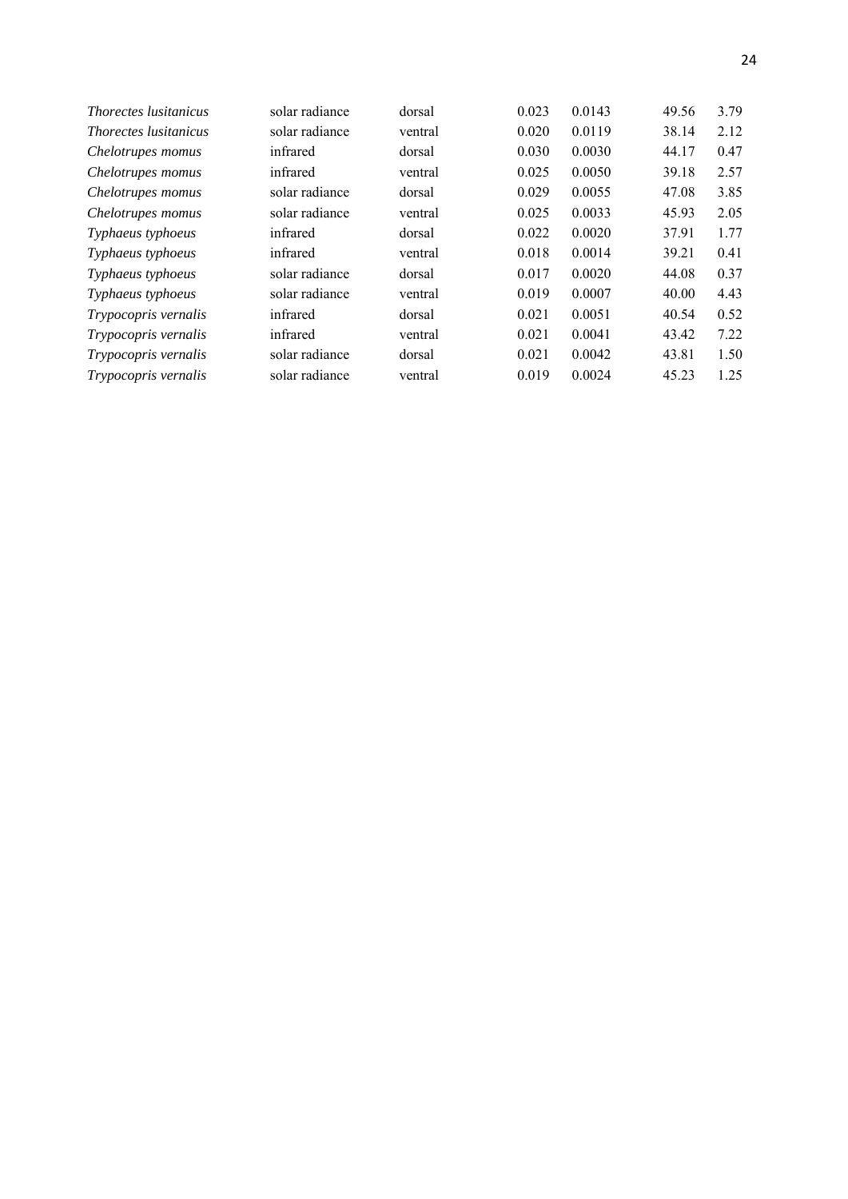| | | | | | | |
|---|---|---|---|---|---|---|
| *Thorectes lusitanicus* | solar radiance | dorsal | 0.023 | 0.0143 | 49.56 | 3.79 |
| *Thorectes lusitanicus* | solar radiance | ventral | 0.020 | 0.0119 | 38.14 | 2.12 |
| *Chelotrupes momus* | infrared | dorsal | 0.030 | 0.0030 | 44.17 | 0.47 |
| *Chelotrupes momus* | infrared | ventral | 0.025 | 0.0050 | 39.18 | 2.57 |
| *Chelotrupes momus* | solar radiance | dorsal | 0.029 | 0.0055 | 47.08 | 3.85 |
| *Chelotrupes momus* | solar radiance | ventral | 0.025 | 0.0033 | 45.93 | 2.05 |
| *Typhaeus typhoeus* | infrared | dorsal | 0.022 | 0.0020 | 37.91 | 1.77 |
| *Typhaeus typhoeus* | infrared | ventral | 0.018 | 0.0014 | 39.21 | 0.41 |
| *Typhaeus typhoeus* | solar radiance | dorsal | 0.017 | 0.0020 | 44.08 | 0.37 |
| *Typhaeus typhoeus* | solar radiance | ventral | 0.019 | 0.0007 | 40.00 | 4.43 |
| *Trypocopris vernalis* | infrared | dorsal | 0.021 | 0.0051 | 40.54 | 0.52 |
| *Trypocopris vernalis* | infrared | ventral | 0.021 | 0.0041 | 43.42 | 7.22 |
| *Trypocopris vernalis* | solar radiance | dorsal | 0.021 | 0.0042 | 43.81 | 1.50 |
| *Trypocopris vernalis* | solar radiance | ventral | 0.019 | 0.0024 | 45.23 | 1.25 |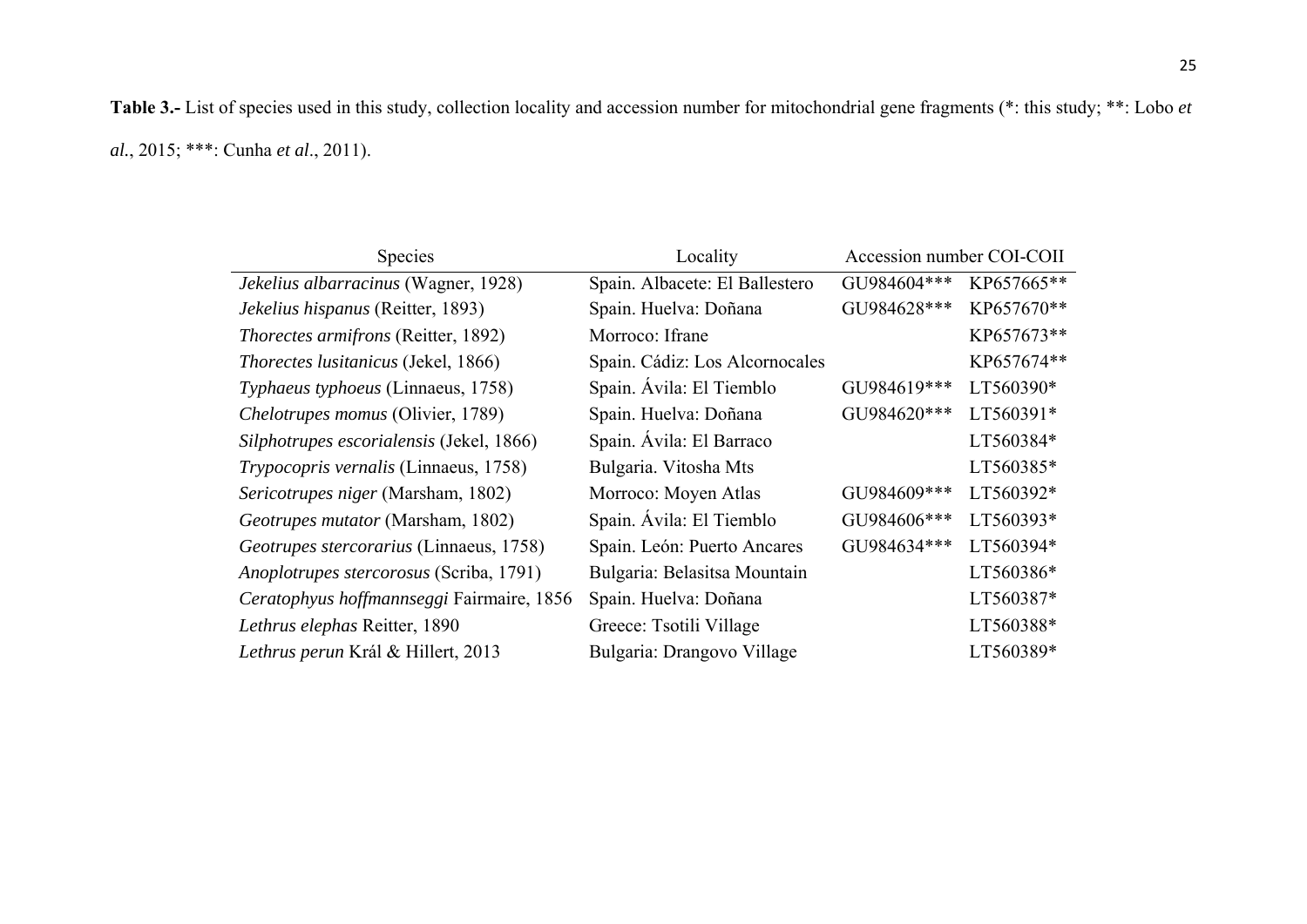**Table 3.-** List of species used in this study, collection locality and accession number for mitochondrial gene fragments (*: this study; **: Lobo *et al.*, 2015; ***: Cunha *et al.*, 2011).

| Species | Locality | Accession number COI-COII | |
|---|---|---|---|
| *Jekelius albarracinus* (Wagner, 1928) | Spain. Albacete: El Ballestero | GU984604*** | KP657665** |
| *Jekelius hispanus* (Reitter, 1893) | Spain. Huelva: Doñana | GU984628*** | KP657670** |
| *Thorectes armifrons* (Reitter, 1892) | Morroco: Ifrane | | KP657673** |
| *Thorectes lusitanicus* (Jekel, 1866) | Spain. Cádiz: Los Alcornocales | | KP657674** |
| *Typhaeus typhoeus* (Linnaeus, 1758) | Spain. Ávila: El Tiemblo | GU984619*** | LT560390* |
| *Chelotrupes momus* (Olivier, 1789) | Spain. Huelva: Doñana | GU984620*** | LT560391* |
| *Silphotrupes escorialensis* (Jekel, 1866) | Spain. Ávila: El Barraco | | LT560384* |
| *Trypocopris vernalis* (Linnaeus, 1758) | Bulgaria. Vitosha Mts | | LT560385* |
| *Sericotrupes niger* (Marsham, 1802) | Morroco: Moyen Atlas | GU984609*** | LT560392* |
| *Geotrupes mutator* (Marsham, 1802) | Spain. Ávila: El Tiemblo | GU984606*** | LT560393* |
| *Geotrupes stercorarius* (Linnaeus, 1758) | Spain. León: Puerto Ancares | GU984634*** | LT560394* |
| *Anoplotrupes stercorosus* (Scriba, 1791) | Bulgaria: Belasitsa Mountain | | LT560386* |
| *Ceratophyus hoffmannseggi* Fairmaire, 1856 | Spain. Huelva: Doñana | | LT560387* |
| *Lethrus elephas* Reitter, 1890 | Greece: Tsotili Village | | LT560388* |
| *Lethrus perun* Král & Hillert, 2013 | Bulgaria: Drangovo Village | | LT560389* |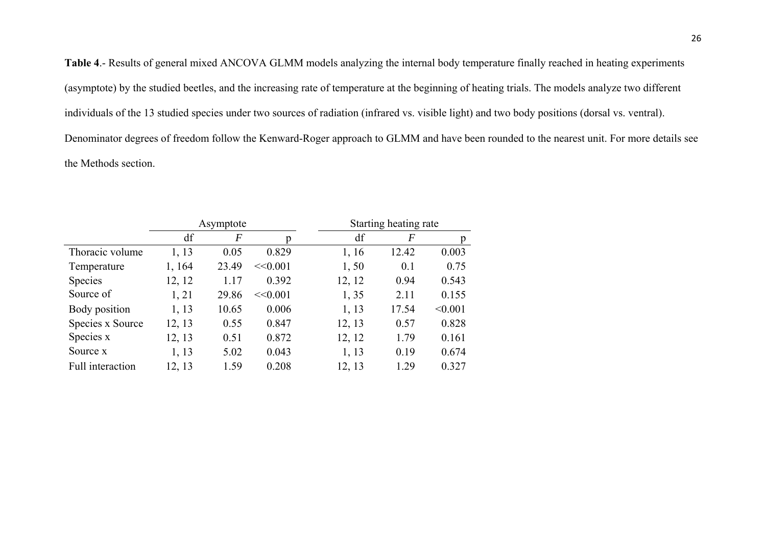**Table 4**.- Results of general mixed ANCOVA GLMM models analyzing the internal body temperature finally reached in heating experiments (asymptote) by the studied beetles, and the increasing rate of temperature at the beginning of heating trials. The models analyze two different individuals of the 13 studied species under two sources of radiation (infrared vs. visible light) and two body positions (dorsal vs. ventral). Denominator degrees of freedom follow the Kenward-Roger approach to GLMM and have been rounded to the nearest unit. For more details see the Methods section.

| | Asymptote | | | Starting heating rate | | |
|---|---|---|---|---|---|---|
| | df | *F* | p | df | *F* | p |
| Thoracic volume | 1, 13 | 0.05 | 0.829 | 1, 16 | 12.42 | 0.003 |
| Temperature | 1, 164 | 23.49 | <<0.001 | 1, 50 | 0.1 | 0.75 |
| Species | 12, 12 | 1.17 | 0.392 | 12, 12 | 0.94 | 0.543 |
| Source of | 1, 21 | 29.86 | <<0.001 | 1, 35 | 2.11 | 0.155 |
| Body position | 1, 13 | 10.65 | 0.006 | 1, 13 | 17.54 | <0.001 |
| Species x Source | 12, 13 | 0.55 | 0.847 | 12, 13 | 0.57 | 0.828 |
| Species x | 12, 13 | 0.51 | 0.872 | 12, 12 | 1.79 | 0.161 |
| Source x | 1, 13 | 5.02 | 0.043 | 1, 13 | 0.19 | 0.674 |
| Full interaction | 12, 13 | 1.59 | 0.208 | 12, 13 | 1.29 | 0.327 |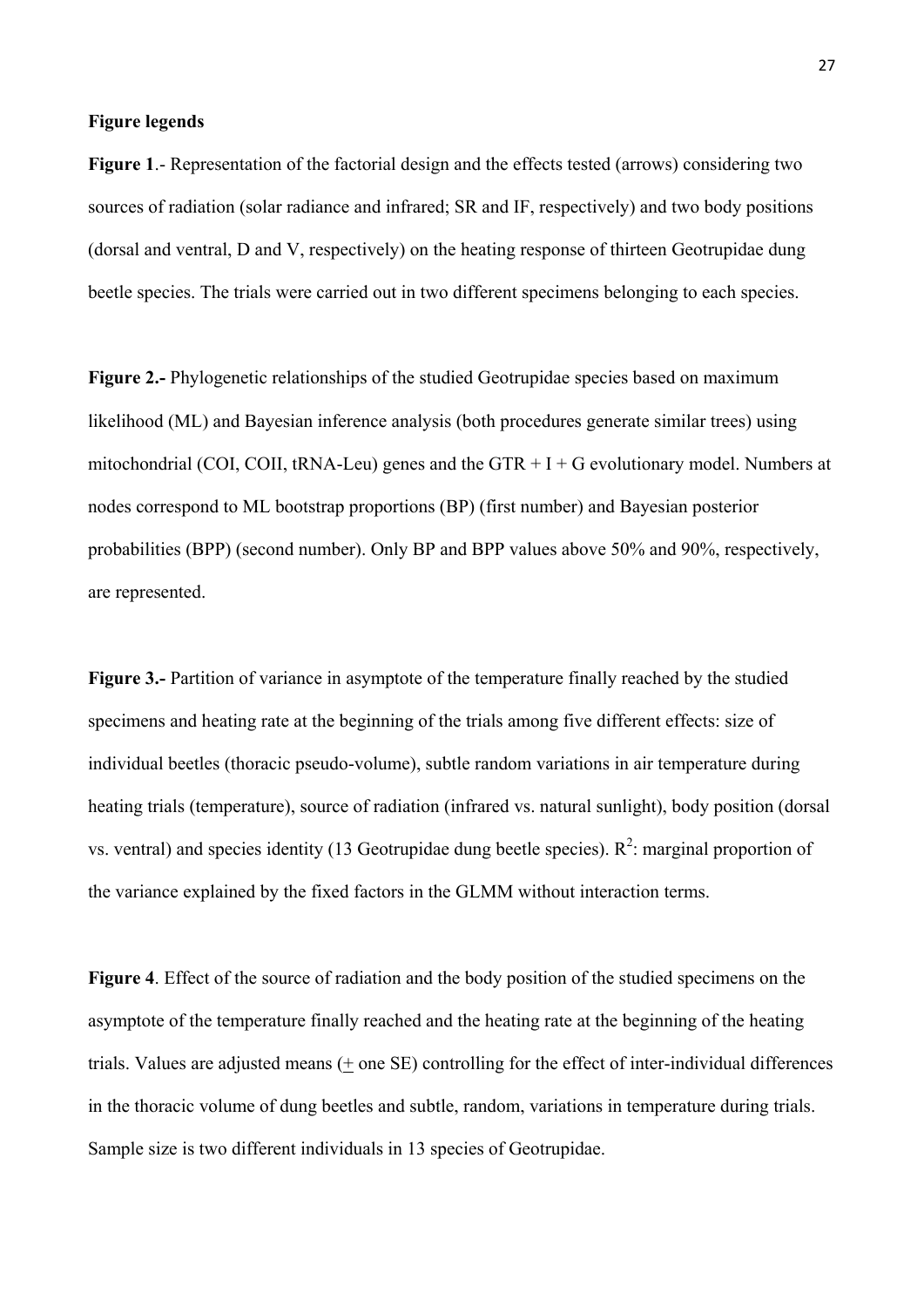**Figure legends**

**Figure 1**.- Representation of the factorial design and the effects tested (arrows) considering two sources of radiation (solar radiance and infrared; SR and IF, respectively) and two body positions (dorsal and ventral, D and V, respectively) on the heating response of thirteen Geotrupidae dung beetle species. The trials were carried out in two different specimens belonging to each species.

**Figure 2.-** Phylogenetic relationships of the studied Geotrupidae species based on maximum likelihood (ML) and Bayesian inference analysis (both procedures generate similar trees) using mitochondrial (COI, COII, tRNA-Leu) genes and the GTR + I + G evolutionary model. Numbers at nodes correspond to ML bootstrap proportions (BP) (first number) and Bayesian posterior probabilities (BPP) (second number). Only BP and BPP values above 50% and 90%, respectively, are represented.

**Figure 3.-** Partition of variance in asymptote of the temperature finally reached by the studied specimens and heating rate at the beginning of the trials among five different effects: size of individual beetles (thoracic pseudo-volume), subtle random variations in air temperature during heating trials (temperature), source of radiation (infrared vs. natural sunlight), body position (dorsal vs. ventral) and species identity (13 Geotrupidae dung beetle species). $R^2$: marginal proportion of the variance explained by the fixed factors in the GLMM without interaction terms.

**Figure 4**. Effect of the source of radiation and the body position of the studied specimens on the asymptote of the temperature finally reached and the heating rate at the beginning of the heating trials. Values are adjusted means (± one SE) controlling for the effect of inter-individual differences in the thoracic volume of dung beetles and subtle, random, variations in temperature during trials. Sample size is two different individuals in 13 species of Geotrupidae.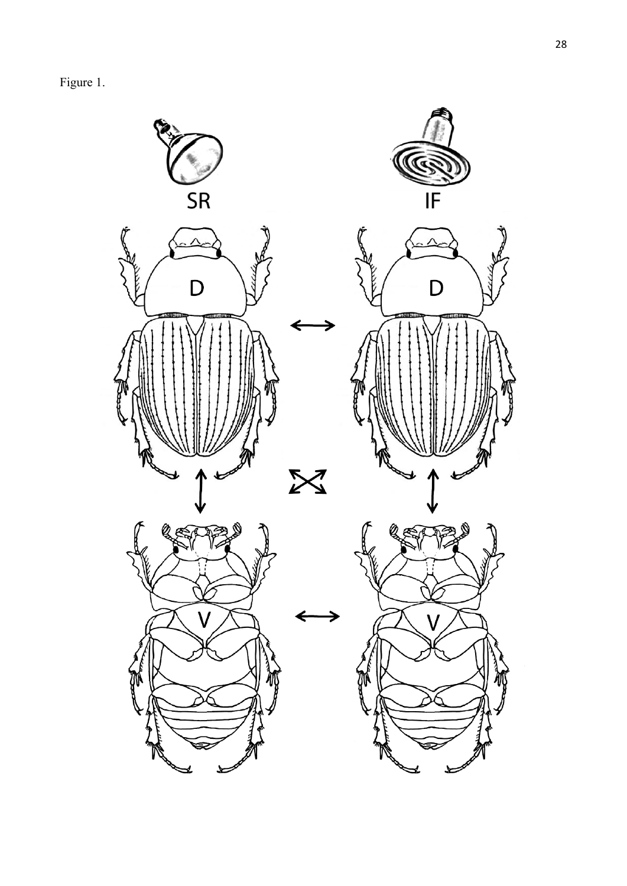Figure 1.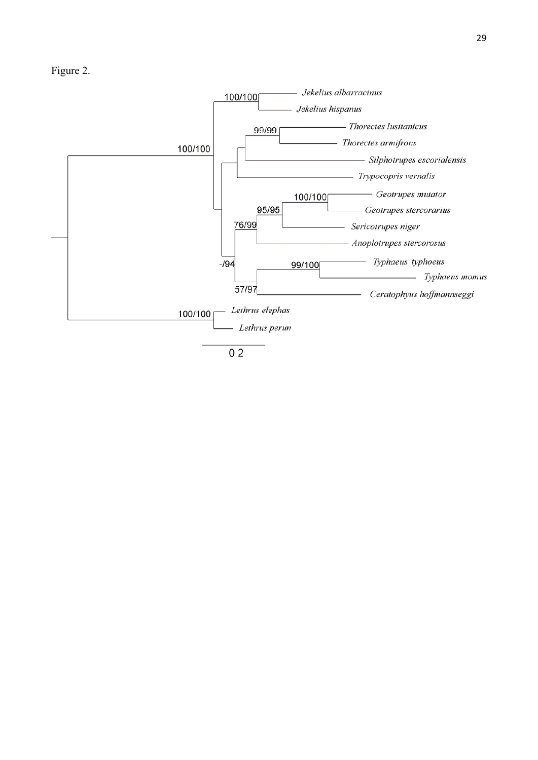Figure 2.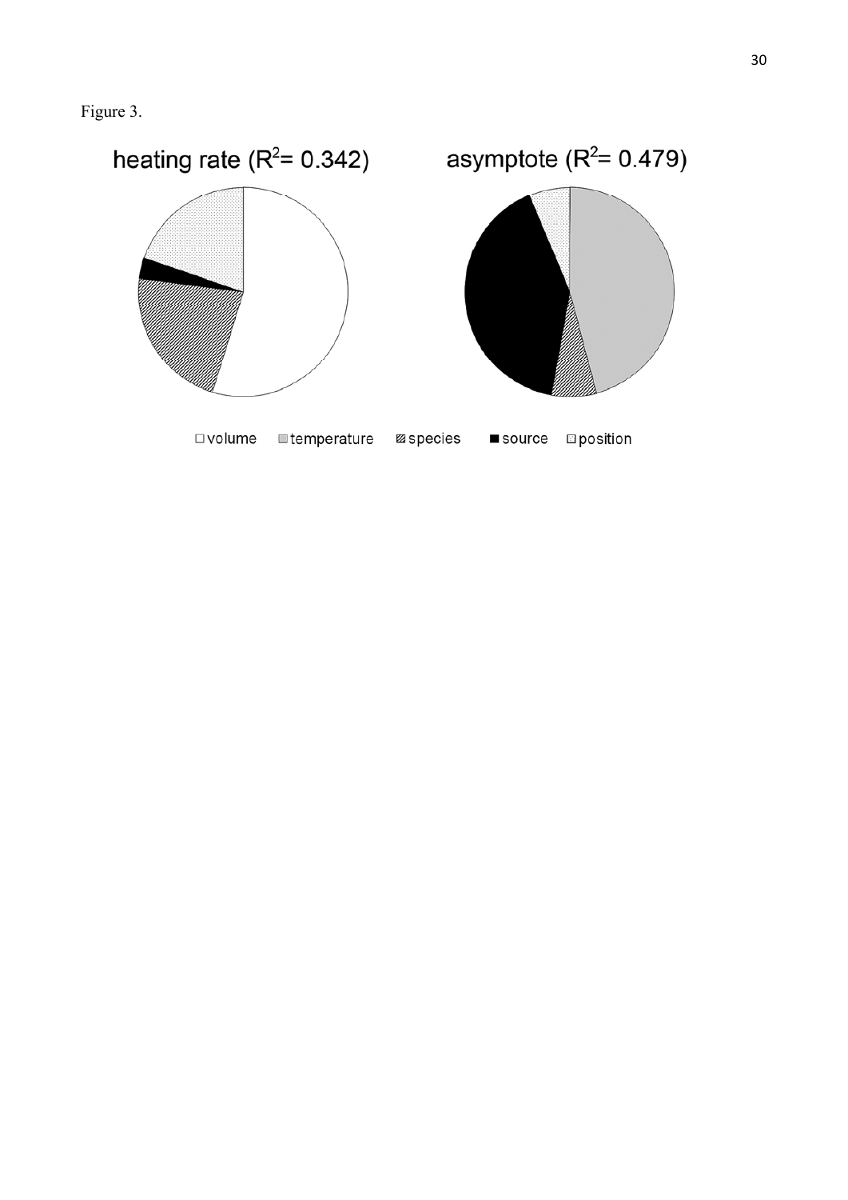Figure 3.

heating rate ($R^2$= 0.342)

asymptote ($R^2$= 0.479)

□volume ■temperature ▨species ■source □position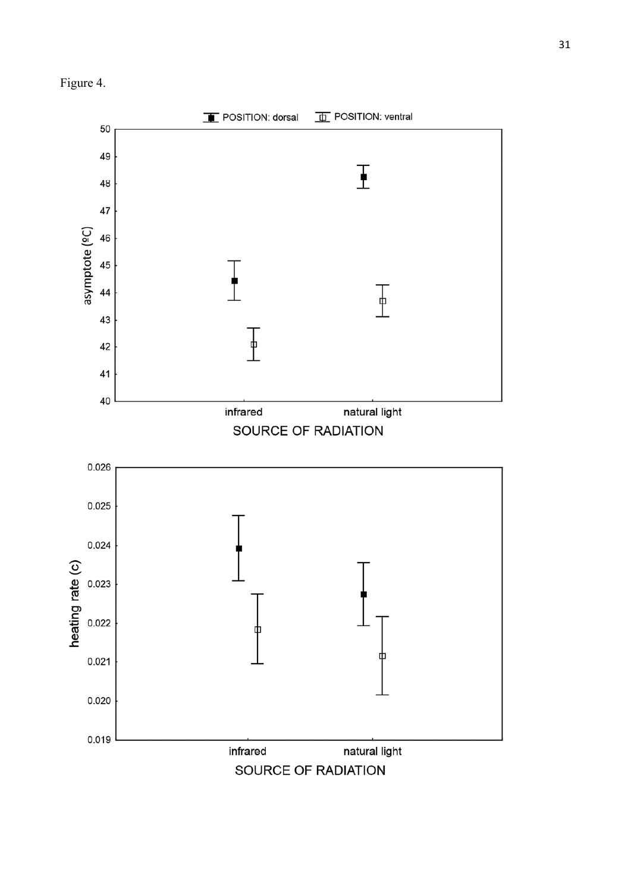Figure 4.

POSITION: dorsal
POSITION: ventral

asymptote (ºC)

50
49
48
47
46
45
44
43
42
41
40

infrared
natural light

SOURCE OF RADIATION

heating rate (c)

0.026
0.025
0.024
0.023
0.022
0.021
0.020
0.019

infrared
natural light

SOURCE OF RADIATION